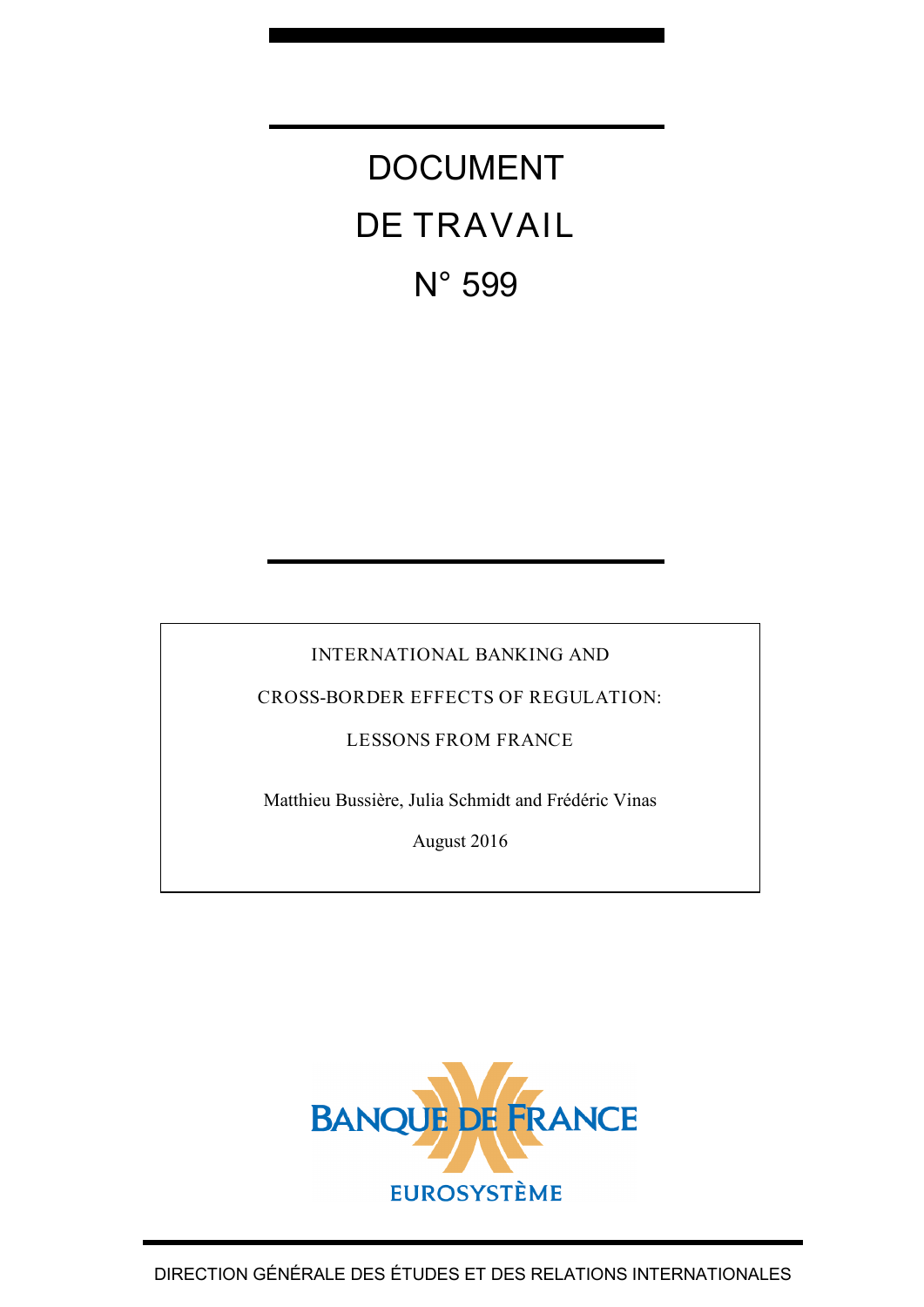# DOCUMENT DE TRAVAIL N° 599

INTERNATIONAL BANKING AND CROSS-BORDER EFFECTS OF REGULATION: LESSONS FROM FRANCE

Matthieu Bussière, Julia Schmidt and Frédéric Vinas

August 2016

BANQUE DE FRANCE

EUROSYSTÈME

DIRECTION GÉNÉRALE DES ÉTUDES ET DES RELATIONS INTERNATIONALES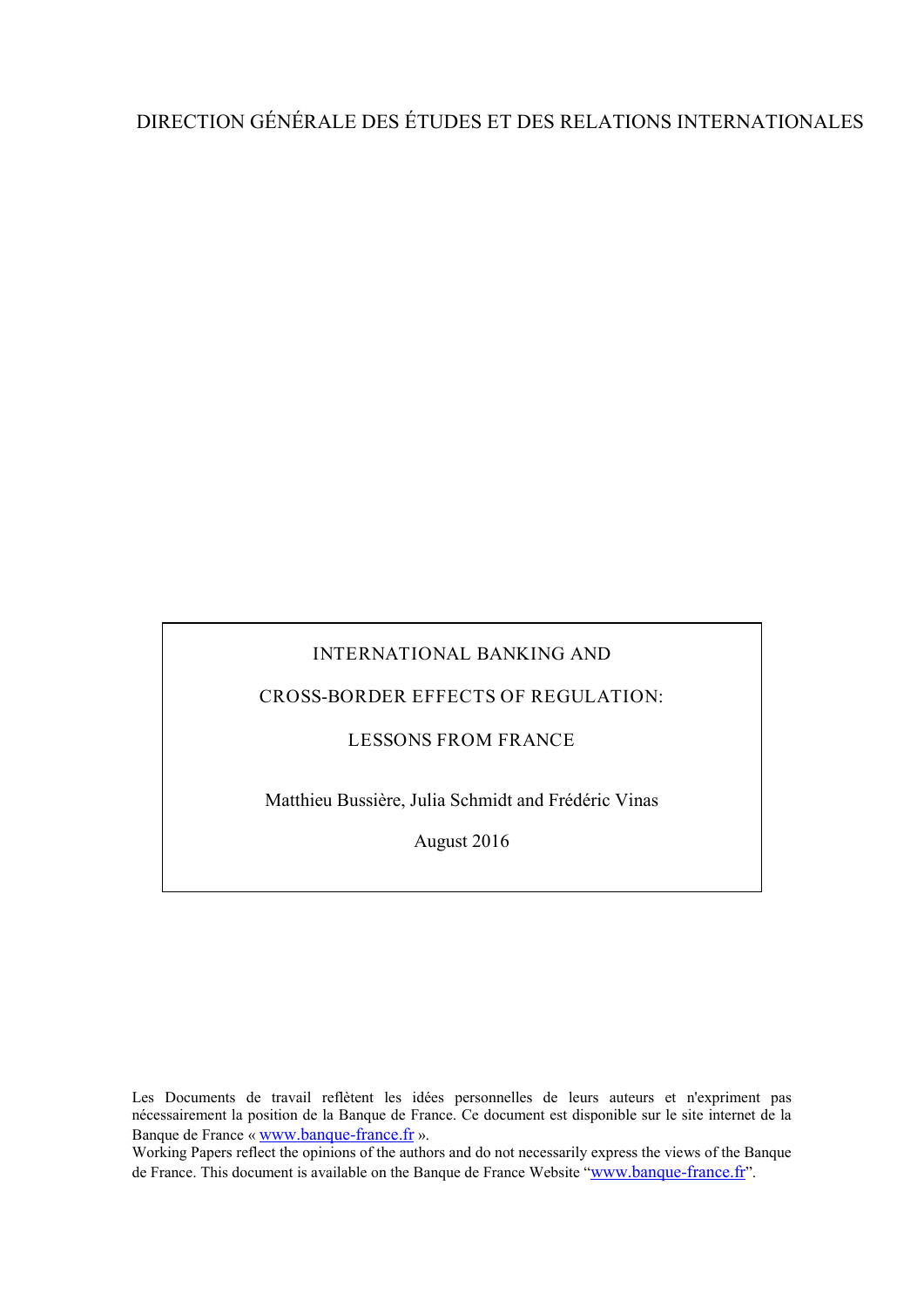DIRECTION GÉNÉRALE DES ÉTUDES ET DES RELATIONS INTERNATIONALES

# INTERNATIONAL BANKING AND CROSS-BORDER EFFECTS OF REGULATION: LESSONS FROM FRANCE

Matthieu Bussière, Julia Schmidt and Frédéric Vinas

August 2016

Les Documents de travail reflètent les idées personnelles de leurs auteurs et n'expriment pas nécessairement la position de la Banque de France. Ce document est disponible sur le site internet de la Banque de France « www.banque-france.fr ».

Working Papers reflect the opinions of the authors and do not necessarily express the views of the Banque de France. This document is available on the Banque de France Website "www.banque-france.fr".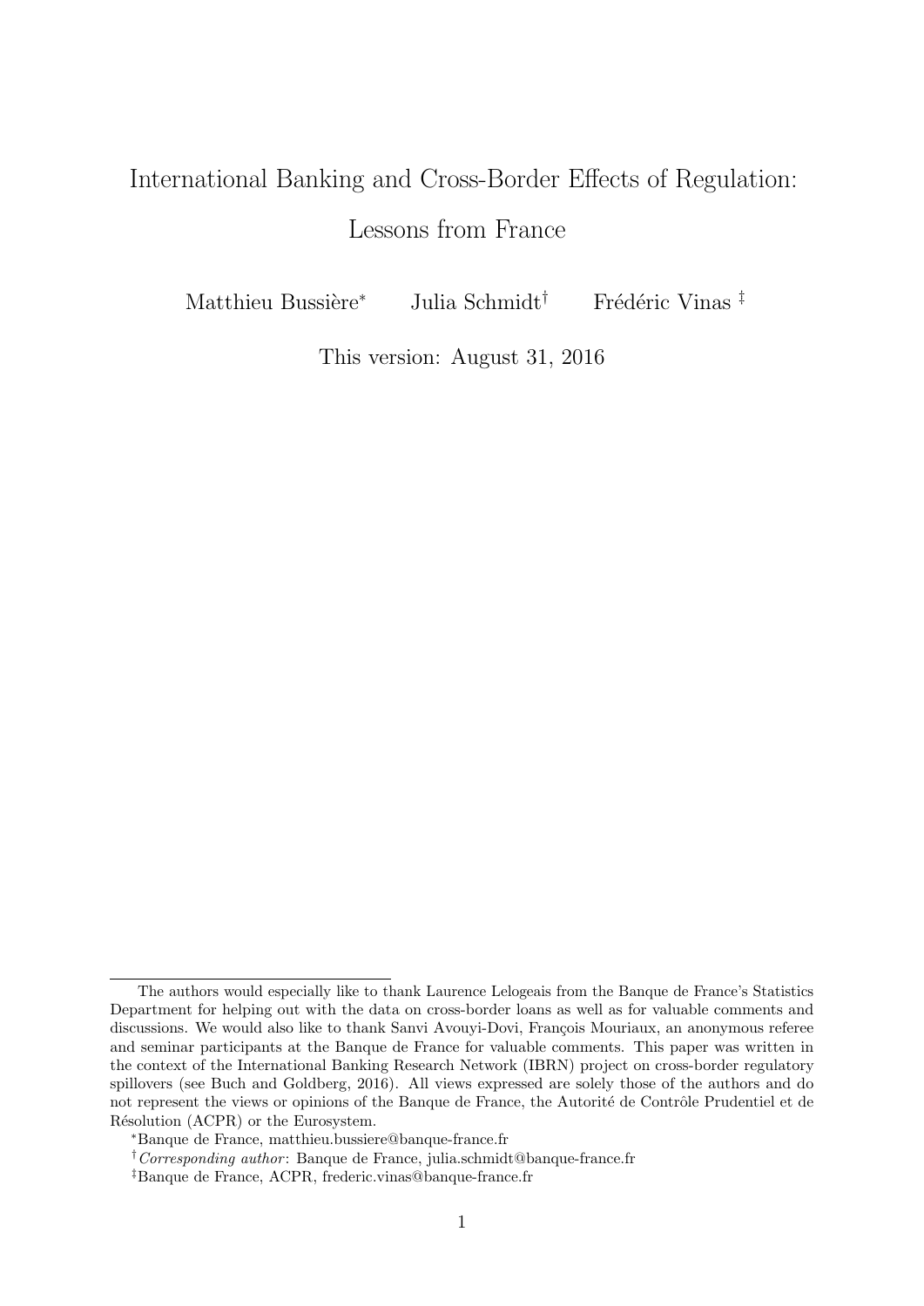# International Banking and Cross-Border Effects of Regulation: Lessons from France

Matthieu Bussière[*] Julia Schmidt[†] Frédéric Vinas[‡]

This version: August 31, 2016

---

The authors would especially like to thank Laurence Lelogeais from the Banque de France's Statistics Department for helping out with the data on cross-border loans as well as for valuable comments and discussions. We would also like to thank Sanvi Avouyi-Dovi, François Mouriaux, an anonymous referee and seminar participants at the Banque de France for valuable comments. This paper was written in the context of the International Banking Research Network (IBRN) project on cross-border regulatory spillovers (see Buch and Goldberg, 2016). All views expressed are solely those of the authors and do not represent the views or opinions of the Banque de France, the Autorité de Contrôle Prudentiel et de Résolution (ACPR) or the Eurosystem.

[*] Banque de France, matthieu.bussiere@banque-france.fr

[†] *Corresponding author*: Banque de France, julia.schmidt@banque-france.fr

[‡] Banque de France, ACPR, frederic.vinas@banque-france.fr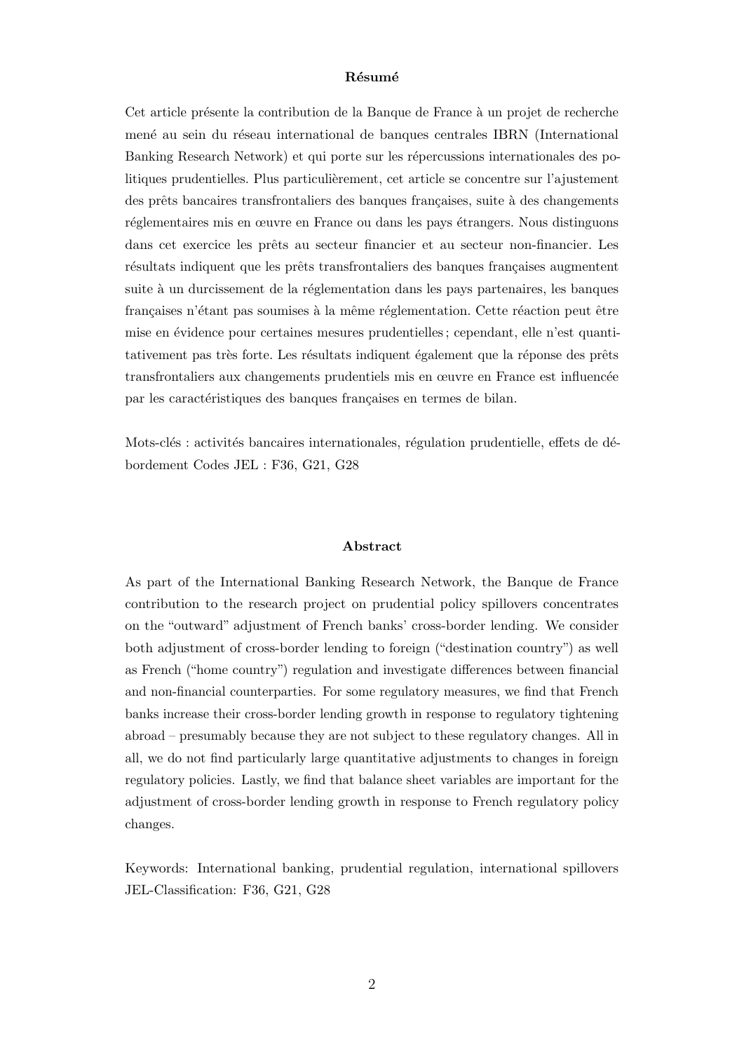## Résumé

Cet article présente la contribution de la Banque de France à un projet de recherche mené au sein du réseau international de banques centrales IBRN (International Banking Research Network) et qui porte sur les répercussions internationales des politiques prudentielles. Plus particulièrement, cet article se concentre sur l'ajustement des prêts bancaires transfrontaliers des banques françaises, suite à des changements réglementaires mis en œuvre en France ou dans les pays étrangers. Nous distinguons dans cet exercice les prêts au secteur financier et au secteur non-financier. Les résultats indiquent que les prêts transfrontaliers des banques françaises augmentent suite à un durcissement de la réglementation dans les pays partenaires, les banques françaises n'étant pas soumises à la même réglementation. Cette réaction peut être mise en évidence pour certaines mesures prudentielles ; cependant, elle n'est quantitativement pas très forte. Les résultats indiquent également que la réponse des prêts transfrontaliers aux changements prudentiels mis en œuvre en France est influencée par les caractéristiques des banques françaises en termes de bilan.

Mots-clés : activités bancaires internationales, régulation prudentielle, effets de débordement Codes JEL : F36, G21, G28

## Abstract

As part of the International Banking Research Network, the Banque de France contribution to the research project on prudential policy spillovers concentrates on the "outward" adjustment of French banks' cross-border lending. We consider both adjustment of cross-border lending to foreign ("destination country") as well as French ("home country") regulation and investigate differences between financial and non-financial counterparties. For some regulatory measures, we find that French banks increase their cross-border lending growth in response to regulatory tightening abroad – presumably because they are not subject to these regulatory changes. All in all, we do not find particularly large quantitative adjustments to changes in foreign regulatory policies. Lastly, we find that balance sheet variables are important for the adjustment of cross-border lending growth in response to French regulatory policy changes.

Keywords: International banking, prudential regulation, international spillovers JEL-Classification: F36, G21, G28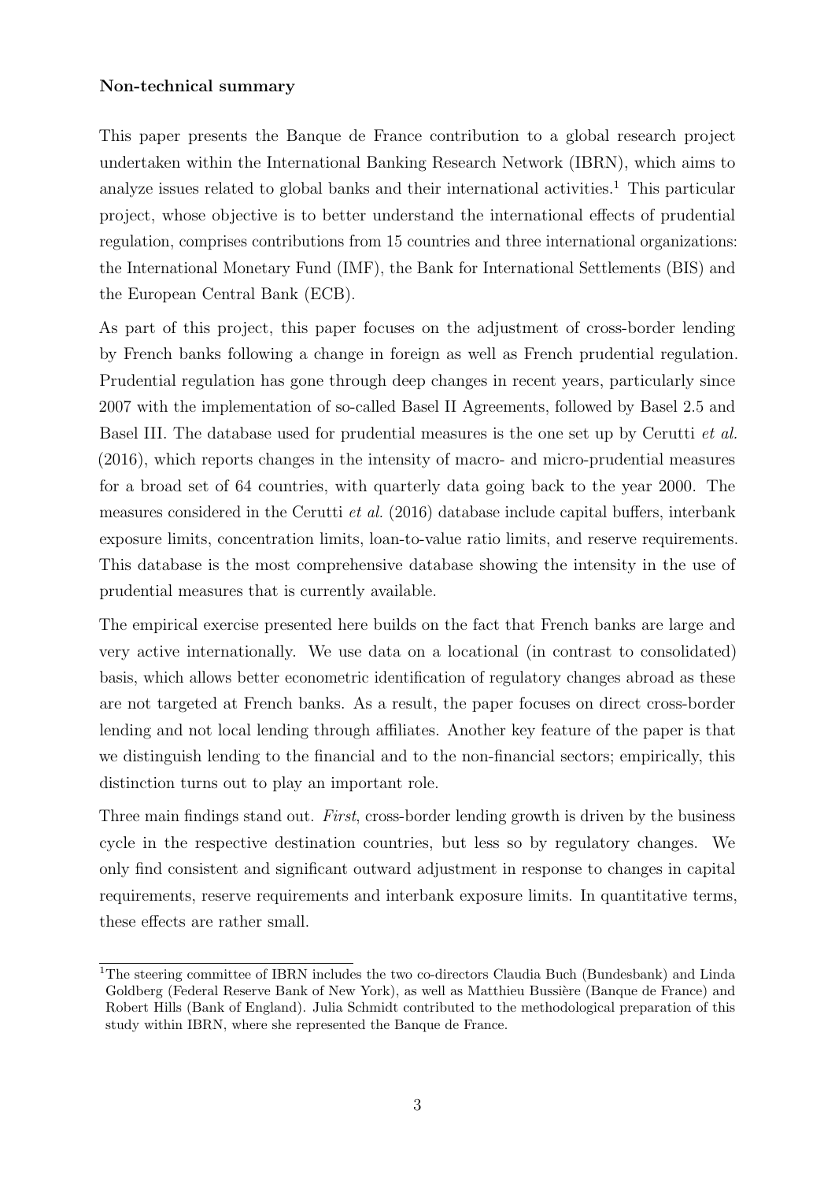**Non-technical summary**

This paper presents the Banque de France contribution to a global research project undertaken within the International Banking Research Network (IBRN), which aims to analyze issues related to global banks and their international activities.[1] This particular project, whose objective is to better understand the international effects of prudential regulation, comprises contributions from 15 countries and three international organizations: the International Monetary Fund (IMF), the Bank for International Settlements (BIS) and the European Central Bank (ECB).

As part of this project, this paper focuses on the adjustment of cross-border lending by French banks following a change in foreign as well as French prudential regulation. Prudential regulation has gone through deep changes in recent years, particularly since 2007 with the implementation of so-called Basel II Agreements, followed by Basel 2.5 and Basel III. The database used for prudential measures is the one set up by Cerutti *et al.* (2016), which reports changes in the intensity of macro- and micro-prudential measures for a broad set of 64 countries, with quarterly data going back to the year 2000. The measures considered in the Cerutti *et al.* (2016) database include capital buffers, interbank exposure limits, concentration limits, loan-to-value ratio limits, and reserve requirements. This database is the most comprehensive database showing the intensity in the use of prudential measures that is currently available.

The empirical exercise presented here builds on the fact that French banks are large and very active internationally. We use data on a locational (in contrast to consolidated) basis, which allows better econometric identification of regulatory changes abroad as these are not targeted at French banks. As a result, the paper focuses on direct cross-border lending and not local lending through affiliates. Another key feature of the paper is that we distinguish lending to the financial and to the non-financial sectors; empirically, this distinction turns out to play an important role.

Three main findings stand out. *First*, cross-border lending growth is driven by the business cycle in the respective destination countries, but less so by regulatory changes. We only find consistent and significant outward adjustment in response to changes in capital requirements, reserve requirements and interbank exposure limits. In quantitative terms, these effects are rather small.

[1] The steering committee of IBRN includes the two co-directors Claudia Buch (Bundesbank) and Linda Goldberg (Federal Reserve Bank of New York), as well as Matthieu Bussière (Banque de France) and Robert Hills (Bank of England). Julia Schmidt contributed to the methodological preparation of this study within IBRN, where she represented the Banque de France.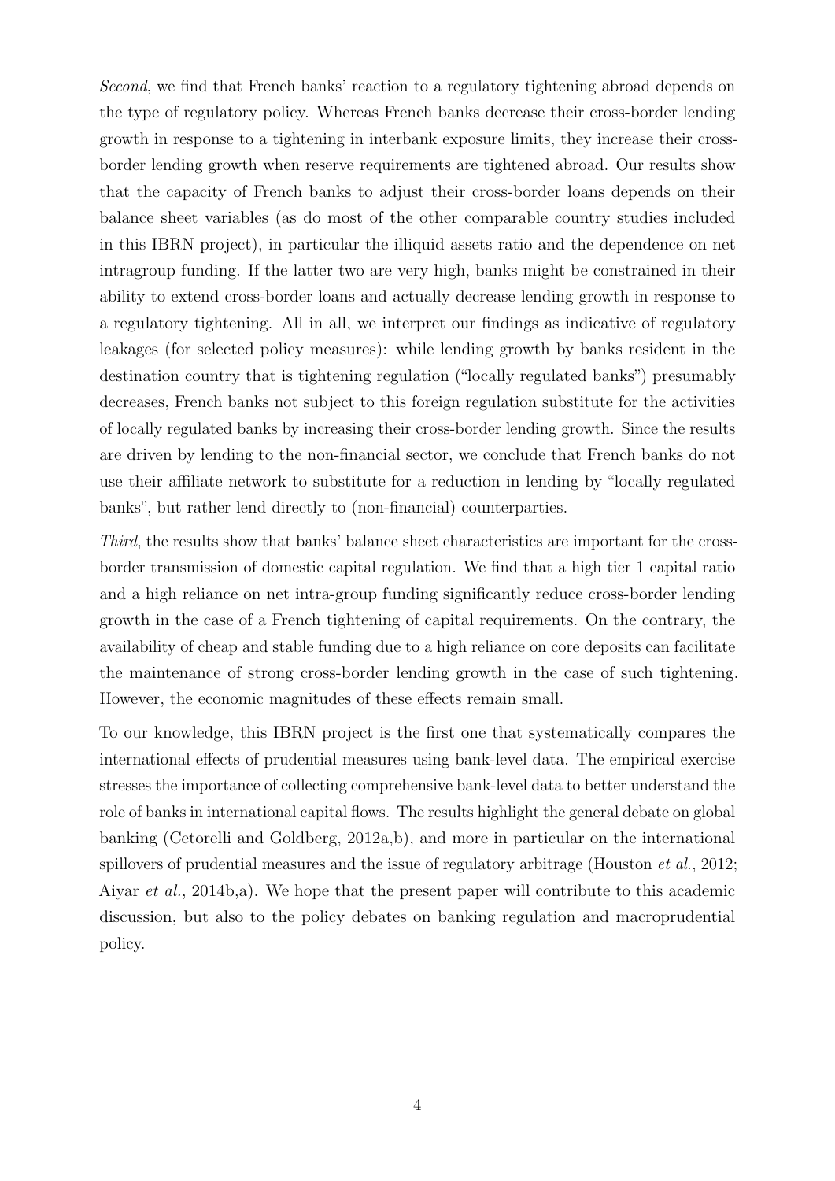*Second*, we find that French banks' reaction to a regulatory tightening abroad depends on the type of regulatory policy. Whereas French banks decrease their cross-border lending growth in response to a tightening in interbank exposure limits, they increase their cross-border lending growth when reserve requirements are tightened abroad. Our results show that the capacity of French banks to adjust their cross-border loans depends on their balance sheet variables (as do most of the other comparable country studies included in this IBRN project), in particular the illiquid assets ratio and the dependence on net intragroup funding. If the latter two are very high, banks might be constrained in their ability to extend cross-border loans and actually decrease lending growth in response to a regulatory tightening. All in all, we interpret our findings as indicative of regulatory leakages (for selected policy measures): while lending growth by banks resident in the destination country that is tightening regulation ("locally regulated banks") presumably decreases, French banks not subject to this foreign regulation substitute for the activities of locally regulated banks by increasing their cross-border lending growth. Since the results are driven by lending to the non-financial sector, we conclude that French banks do not use their affiliate network to substitute for a reduction in lending by "locally regulated banks", but rather lend directly to (non-financial) counterparties.

*Third*, the results show that banks' balance sheet characteristics are important for the cross-border transmission of domestic capital regulation. We find that a high tier 1 capital ratio and a high reliance on net intra-group funding significantly reduce cross-border lending growth in the case of a French tightening of capital requirements. On the contrary, the availability of cheap and stable funding due to a high reliance on core deposits can facilitate the maintenance of strong cross-border lending growth in the case of such tightening. However, the economic magnitudes of these effects remain small.

To our knowledge, this IBRN project is the first one that systematically compares the international effects of prudential measures using bank-level data. The empirical exercise stresses the importance of collecting comprehensive bank-level data to better understand the role of banks in international capital flows. The results highlight the general debate on global banking (Cetorelli and Goldberg, 2012a,b), and more in particular on the international spillovers of prudential measures and the issue of regulatory arbitrage (Houston *et al.*, 2012; Aiyar *et al.*, 2014b,a). We hope that the present paper will contribute to this academic discussion, but also to the policy debates on banking regulation and macroprudential policy.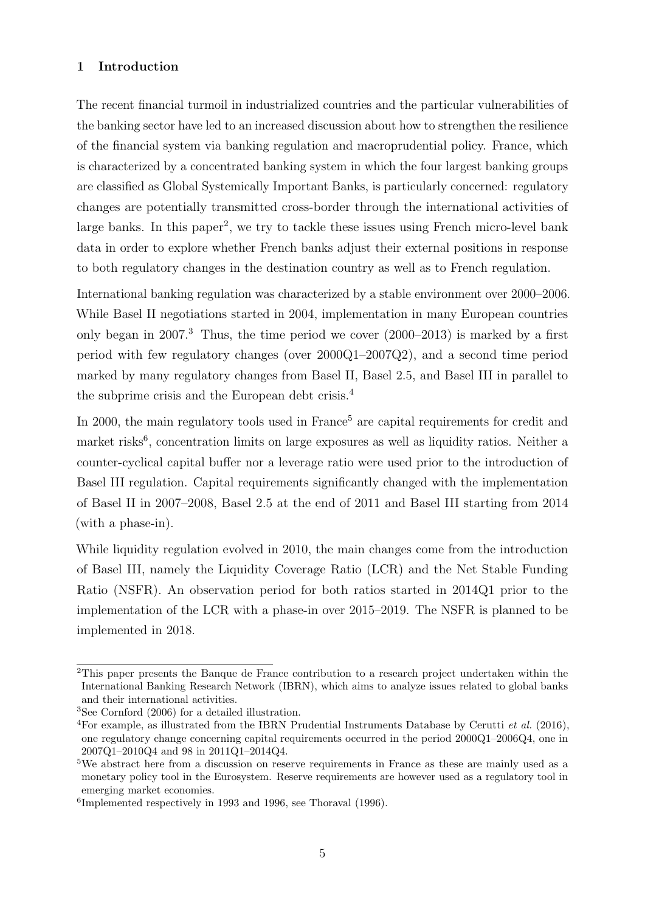# 1 Introduction

The recent financial turmoil in industrialized countries and the particular vulnerabilities of the banking sector have led to an increased discussion about how to strengthen the resilience of the financial system via banking regulation and macroprudential policy. France, which is characterized by a concentrated banking system in which the four largest banking groups are classified as Global Systemically Important Banks, is particularly concerned: regulatory changes are potentially transmitted cross-border through the international activities of large banks. In this paper[2], we try to tackle these issues using French micro-level bank data in order to explore whether French banks adjust their external positions in response to both regulatory changes in the destination country as well as to French regulation.

International banking regulation was characterized by a stable environment over 2000–2006. While Basel II negotiations started in 2004, implementation in many European countries only began in 2007.[3] Thus, the time period we cover (2000–2013) is marked by a first period with few regulatory changes (over 2000Q1–2007Q2), and a second time period marked by many regulatory changes from Basel II, Basel 2.5, and Basel III in parallel to the subprime crisis and the European debt crisis.[4]

In 2000, the main regulatory tools used in France[5] are capital requirements for credit and market risks[6], concentration limits on large exposures as well as liquidity ratios. Neither a counter-cyclical capital buffer nor a leverage ratio were used prior to the introduction of Basel III regulation. Capital requirements significantly changed with the implementation of Basel II in 2007–2008, Basel 2.5 at the end of 2011 and Basel III starting from 2014 (with a phase-in).

While liquidity regulation evolved in 2010, the main changes come from the introduction of Basel III, namely the Liquidity Coverage Ratio (LCR) and the Net Stable Funding Ratio (NSFR). An observation period for both ratios started in 2014Q1 prior to the implementation of the LCR with a phase-in over 2015–2019. The NSFR is planned to be implemented in 2018.

---

[2] This paper presents the Banque de France contribution to a research project undertaken within the International Banking Research Network (IBRN), which aims to analyze issues related to global banks and their international activities.

[3] See Cornford (2006) for a detailed illustration.

[4] For example, as illustrated from the IBRN Prudential Instruments Database by Cerutti *et al.* (2016), one regulatory change concerning capital requirements occurred in the period 2000Q1–2006Q4, one in 2007Q1–2010Q4 and 98 in 2011Q1–2014Q4.

[5] We abstract here from a discussion on reserve requirements in France as these are mainly used as a monetary policy tool in the Eurosystem. Reserve requirements are however used as a regulatory tool in emerging market economies.

[6] Implemented respectively in 1993 and 1996, see Thoraval (1996).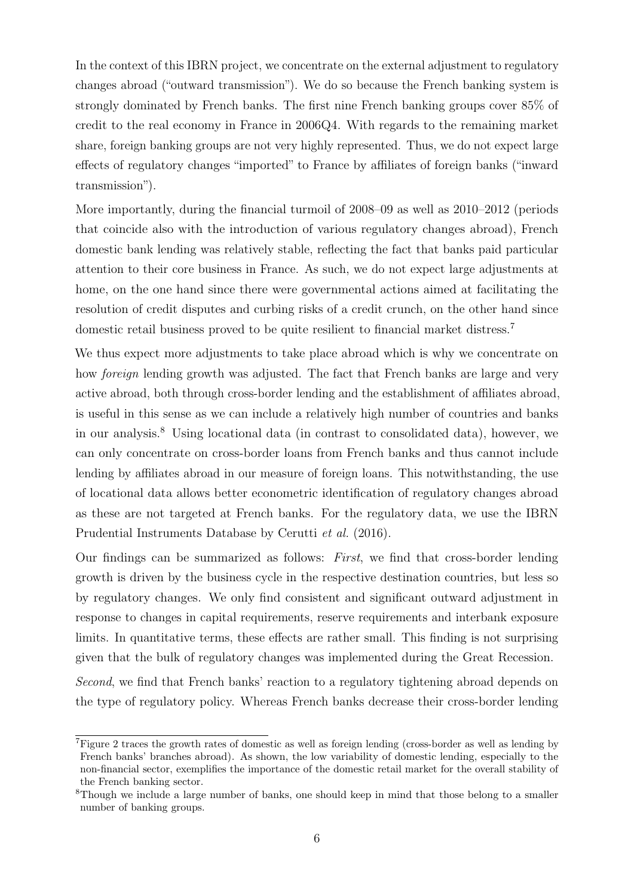In the context of this IBRN project, we concentrate on the external adjustment to regulatory changes abroad ("outward transmission"). We do so because the French banking system is strongly dominated by French banks. The first nine French banking groups cover 85% of credit to the real economy in France in 2006Q4. With regards to the remaining market share, foreign banking groups are not very highly represented. Thus, we do not expect large effects of regulatory changes "imported" to France by affiliates of foreign banks ("inward transmission").

More importantly, during the financial turmoil of 2008–09 as well as 2010–2012 (periods that coincide also with the introduction of various regulatory changes abroad), French domestic bank lending was relatively stable, reflecting the fact that banks paid particular attention to their core business in France. As such, we do not expect large adjustments at home, on the one hand since there were governmental actions aimed at facilitating the resolution of credit disputes and curbing risks of a credit crunch, on the other hand since domestic retail business proved to be quite resilient to financial market distress.[7]

We thus expect more adjustments to take place abroad which is why we concentrate on how *foreign* lending growth was adjusted. The fact that French banks are large and very active abroad, both through cross-border lending and the establishment of affiliates abroad, is useful in this sense as we can include a relatively high number of countries and banks in our analysis.[8] Using locational data (in contrast to consolidated data), however, we can only concentrate on cross-border loans from French banks and thus cannot include lending by affiliates abroad in our measure of foreign loans. This notwithstanding, the use of locational data allows better econometric identification of regulatory changes abroad as these are not targeted at French banks. For the regulatory data, we use the IBRN Prudential Instruments Database by Cerutti *et al.* (2016).

Our findings can be summarized as follows: *First*, we find that cross-border lending growth is driven by the business cycle in the respective destination countries, but less so by regulatory changes. We only find consistent and significant outward adjustment in response to changes in capital requirements, reserve requirements and interbank exposure limits. In quantitative terms, these effects are rather small. This finding is not surprising given that the bulk of regulatory changes was implemented during the Great Recession.

*Second*, we find that French banks' reaction to a regulatory tightening abroad depends on the type of regulatory policy. Whereas French banks decrease their cross-border lending

[7] Figure 2 traces the growth rates of domestic as well as foreign lending (cross-border as well as lending by French banks' branches abroad). As shown, the low variability of domestic lending, especially to the non-financial sector, exemplifies the importance of the domestic retail market for the overall stability of the French banking sector.

[8] Though we include a large number of banks, one should keep in mind that those belong to a smaller number of banking groups.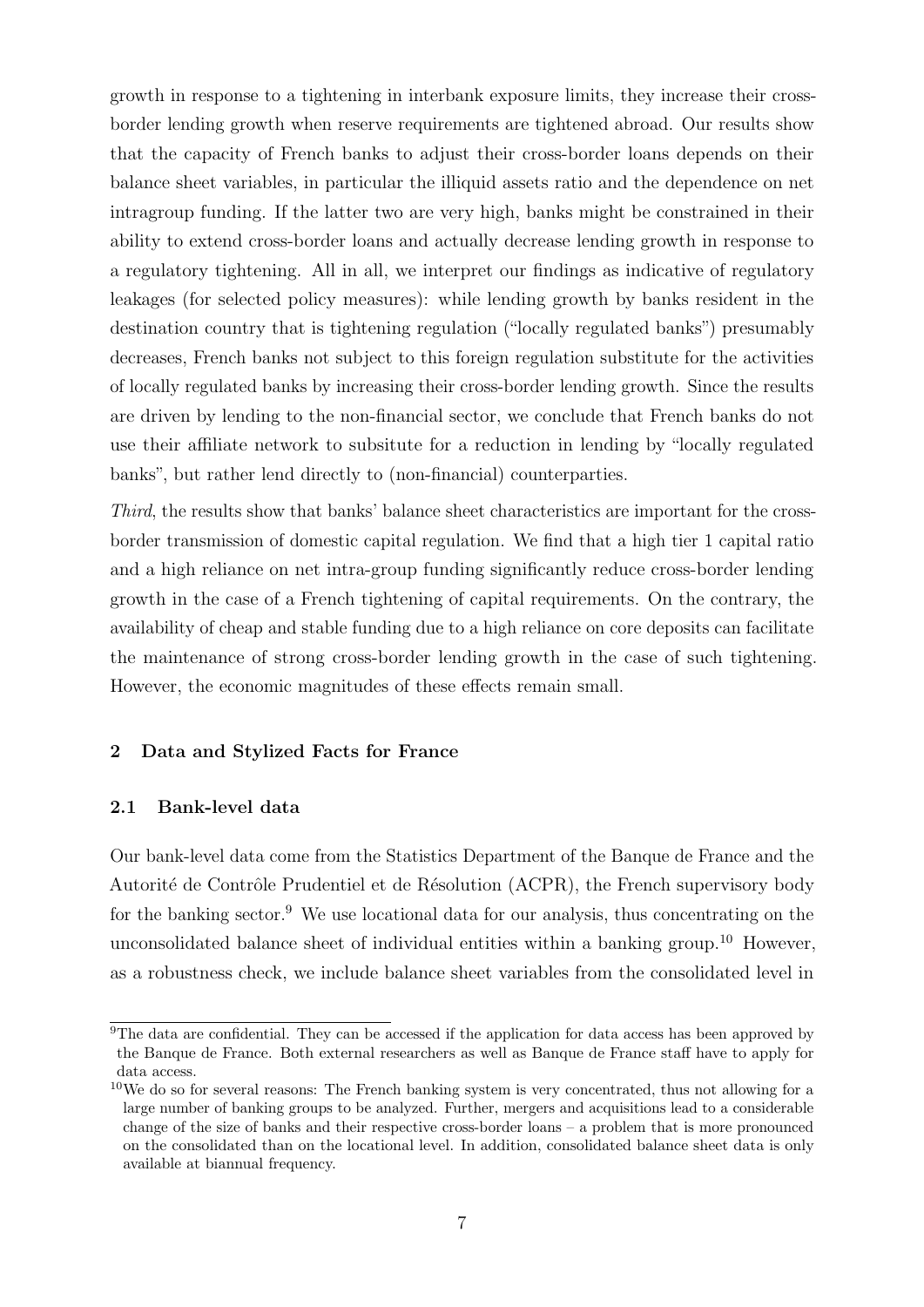growth in response to a tightening in interbank exposure limits, they increase their cross-border lending growth when reserve requirements are tightened abroad. Our results show that the capacity of French banks to adjust their cross-border loans depends on their balance sheet variables, in particular the illiquid assets ratio and the dependence on net intragroup funding. If the latter two are very high, banks might be constrained in their ability to extend cross-border loans and actually decrease lending growth in response to a regulatory tightening. All in all, we interpret our findings as indicative of regulatory leakages (for selected policy measures): while lending growth by banks resident in the destination country that is tightening regulation ("locally regulated banks") presumably decreases, French banks not subject to this foreign regulation substitute for the activities of locally regulated banks by increasing their cross-border lending growth. Since the results are driven by lending to the non-financial sector, we conclude that French banks do not use their affiliate network to subsitute for a reduction in lending by "locally regulated banks", but rather lend directly to (non-financial) counterparties.

*Third*, the results show that banks' balance sheet characteristics are important for the cross-border transmission of domestic capital regulation. We find that a high tier 1 capital ratio and a high reliance on net intra-group funding significantly reduce cross-border lending growth in the case of a French tightening of capital requirements. On the contrary, the availability of cheap and stable funding due to a high reliance on core deposits can facilitate the maintenance of strong cross-border lending growth in the case of such tightening. However, the economic magnitudes of these effects remain small.

## 2 Data and Stylized Facts for France

### 2.1 Bank-level data

Our bank-level data come from the Statistics Department of the Banque de France and the Autorité de Contrôle Prudentiel et de Résolution (ACPR), the French supervisory body for the banking sector.[9] We use locational data for our analysis, thus concentrating on the unconsolidated balance sheet of individual entities within a banking group.[10] However, as a robustness check, we include balance sheet variables from the consolidated level in

[9] The data are confidential. They can be accessed if the application for data access has been approved by the Banque de France. Both external researchers as well as Banque de France staff have to apply for data access.

[10] We do so for several reasons: The French banking system is very concentrated, thus not allowing for a large number of banking groups to be analyzed. Further, mergers and acquisitions lead to a considerable change of the size of banks and their respective cross-border loans – a problem that is more pronounced on the consolidated than on the locational level. In addition, consolidated balance sheet data is only available at biannual frequency.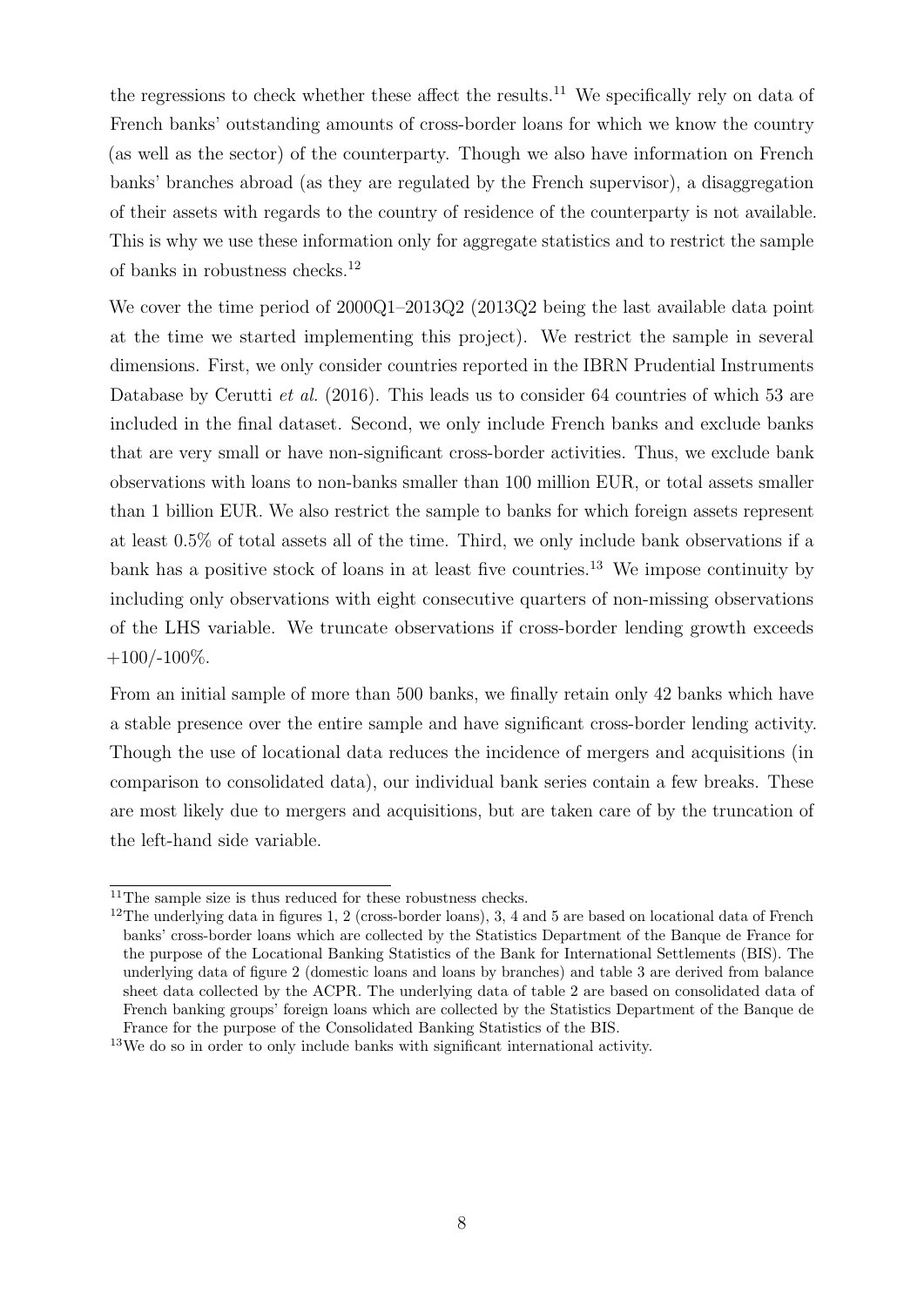the regressions to check whether these affect the results.[11] We specifically rely on data of French banks' outstanding amounts of cross-border loans for which we know the country (as well as the sector) of the counterparty. Though we also have information on French banks' branches abroad (as they are regulated by the French supervisor), a disaggregation of their assets with regards to the country of residence of the counterparty is not available. This is why we use these information only for aggregate statistics and to restrict the sample of banks in robustness checks.[12]

We cover the time period of 2000Q1–2013Q2 (2013Q2 being the last available data point at the time we started implementing this project). We restrict the sample in several dimensions. First, we only consider countries reported in the IBRN Prudential Instruments Database by Cerutti *et al.* (2016). This leads us to consider 64 countries of which 53 are included in the final dataset. Second, we only include French banks and exclude banks that are very small or have non-significant cross-border activities. Thus, we exclude bank observations with loans to non-banks smaller than 100 million EUR, or total assets smaller than 1 billion EUR. We also restrict the sample to banks for which foreign assets represent at least 0.5% of total assets all of the time. Third, we only include bank observations if a bank has a positive stock of loans in at least five countries.[13] We impose continuity by including only observations with eight consecutive quarters of non-missing observations of the LHS variable. We truncate observations if cross-border lending growth exceeds +100/-100%.

From an initial sample of more than 500 banks, we finally retain only 42 banks which have a stable presence over the entire sample and have significant cross-border lending activity. Though the use of locational data reduces the incidence of mergers and acquisitions (in comparison to consolidated data), our individual bank series contain a few breaks. These are most likely due to mergers and acquisitions, but are taken care of by the truncation of the left-hand side variable.

---

[11] The sample size is thus reduced for these robustness checks.

[12] The underlying data in figures 1, 2 (cross-border loans), 3, 4 and 5 are based on locational data of French banks' cross-border loans which are collected by the Statistics Department of the Banque de France for the purpose of the Locational Banking Statistics of the Bank for International Settlements (BIS). The underlying data of figure 2 (domestic loans and loans by branches) and table 3 are derived from balance sheet data collected by the ACPR. The underlying data of table 2 are based on consolidated data of French banking groups' foreign loans which are collected by the Statistics Department of the Banque de France for the purpose of the Consolidated Banking Statistics of the BIS.

[13] We do so in order to only include banks with significant international activity.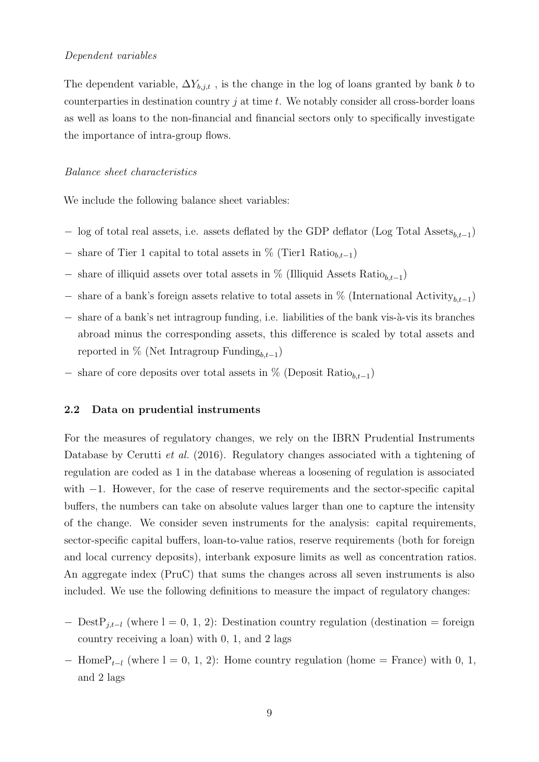*Dependent variables*

The dependent variable, $\Delta Y_{b,j,t}$ , is the change in the log of loans granted by bank $b$ to counterparties in destination country $j$ at time $t$. We notably consider all cross-border loans as well as loans to the non-financial and financial sectors only to specifically investigate the importance of intra-group flows.

*Balance sheet characteristics*

We include the following balance sheet variables:

- log of total real assets, i.e. assets deflated by the GDP deflator ($\text{Log Total Assets}_{b,t-1}$)
- share of Tier 1 capital to total assets in % ($\text{Tier1 Ratio}_{b,t-1}$)
- share of illiquid assets over total assets in % ($\text{Illiquid Assets Ratio}_{b,t-1}$)
- share of a bank's foreign assets relative to total assets in % ($\text{International Activity}_{b,t-1}$)
- share of a bank's net intragroup funding, i.e. liabilities of the bank vis-à-vis its branches abroad minus the corresponding assets, this difference is scaled by total assets and reported in % ($\text{Net Intragroup Funding}_{b,t-1}$)
- share of core deposits over total assets in % ($\text{Deposit Ratio}_{b,t-1}$)

## 2.2 Data on prudential instruments

For the measures of regulatory changes, we rely on the IBRN Prudential Instruments Database by Cerutti *et al.* (2016). Regulatory changes associated with a tightening of regulation are coded as 1 in the database whereas a loosening of regulation is associated with $-1$. However, for the case of reserve requirements and the sector-specific capital buffers, the numbers can take on absolute values larger than one to capture the intensity of the change. We consider seven instruments for the analysis: capital requirements, sector-specific capital buffers, loan-to-value ratios, reserve requirements (both for foreign and local currency deposits), interbank exposure limits as well as concentration ratios. An aggregate index (PruC) that sums the changes across all seven instruments is also included. We use the following definitions to measure the impact of regulatory changes:

- $\text{DestP}_{j,t-l}$ (where l = 0, 1, 2): Destination country regulation (destination = foreign country receiving a loan) with 0, 1, and 2 lags
- $\text{HomeP}_{t-l}$ (where l = 0, 1, 2): Home country regulation (home = France) with 0, 1, and 2 lags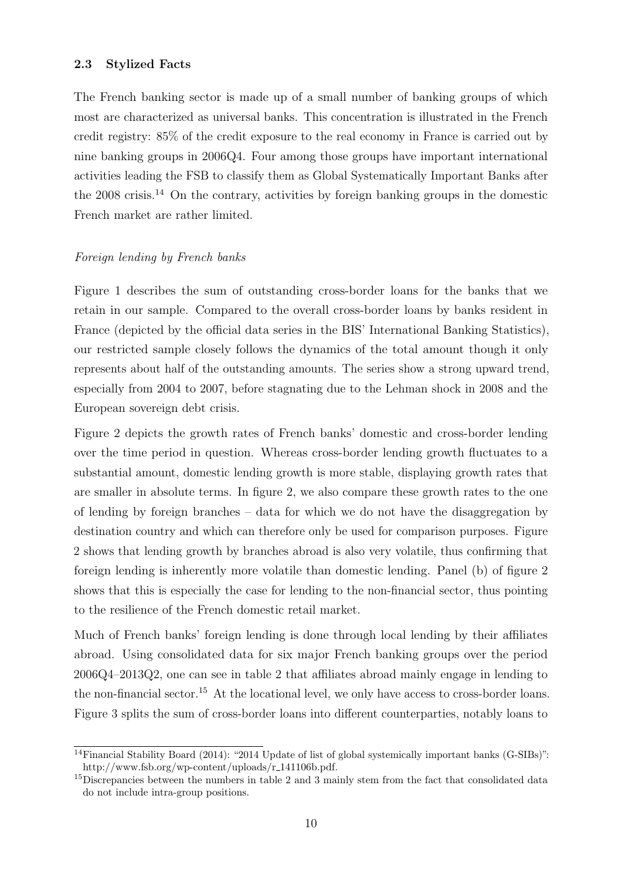### 2.3 Stylized Facts

The French banking sector is made up of a small number of banking groups of which most are characterized as universal banks. This concentration is illustrated in the French credit registry: 85% of the credit exposure to the real economy in France is carried out by nine banking groups in 2006Q4. Four among those groups have important international activities leading the FSB to classify them as Global Systematically Important Banks after the 2008 crisis.[14] On the contrary, activities by foreign banking groups in the domestic French market are rather limited.

*Foreign lending by French banks*

Figure 1 describes the sum of outstanding cross-border loans for the banks that we retain in our sample. Compared to the overall cross-border loans by banks resident in France (depicted by the official data series in the BIS' International Banking Statistics), our restricted sample closely follows the dynamics of the total amount though it only represents about half of the outstanding amounts. The series show a strong upward trend, especially from 2004 to 2007, before stagnating due to the Lehman shock in 2008 and the European sovereign debt crisis.

Figure 2 depicts the growth rates of French banks' domestic and cross-border lending over the time period in question. Whereas cross-border lending growth fluctuates to a substantial amount, domestic lending growth is more stable, displaying growth rates that are smaller in absolute terms. In figure 2, we also compare these growth rates to the one of lending by foreign branches – data for which we do not have the disaggregation by destination country and which can therefore only be used for comparison purposes. Figure 2 shows that lending growth by branches abroad is also very volatile, thus confirming that foreign lending is inherently more volatile than domestic lending. Panel (b) of figure 2 shows that this is especially the case for lending to the non-financial sector, thus pointing to the resilience of the French domestic retail market.

Much of French banks' foreign lending is done through local lending by their affiliates abroad. Using consolidated data for six major French banking groups over the period 2006Q4–2013Q2, one can see in table 2 that affiliates abroad mainly engage in lending to the non-financial sector.[15] At the locational level, we only have access to cross-border loans. Figure 3 splits the sum of cross-border loans into different counterparties, notably loans to

[14] Financial Stability Board (2014): "2014 Update of list of global systemically important banks (G-SIBs)": http://www.fsb.org/wp-content/uploads/r_141106b.pdf.

[15] Discrepancies between the numbers in table 2 and 3 mainly stem from the fact that consolidated data do not include intra-group positions.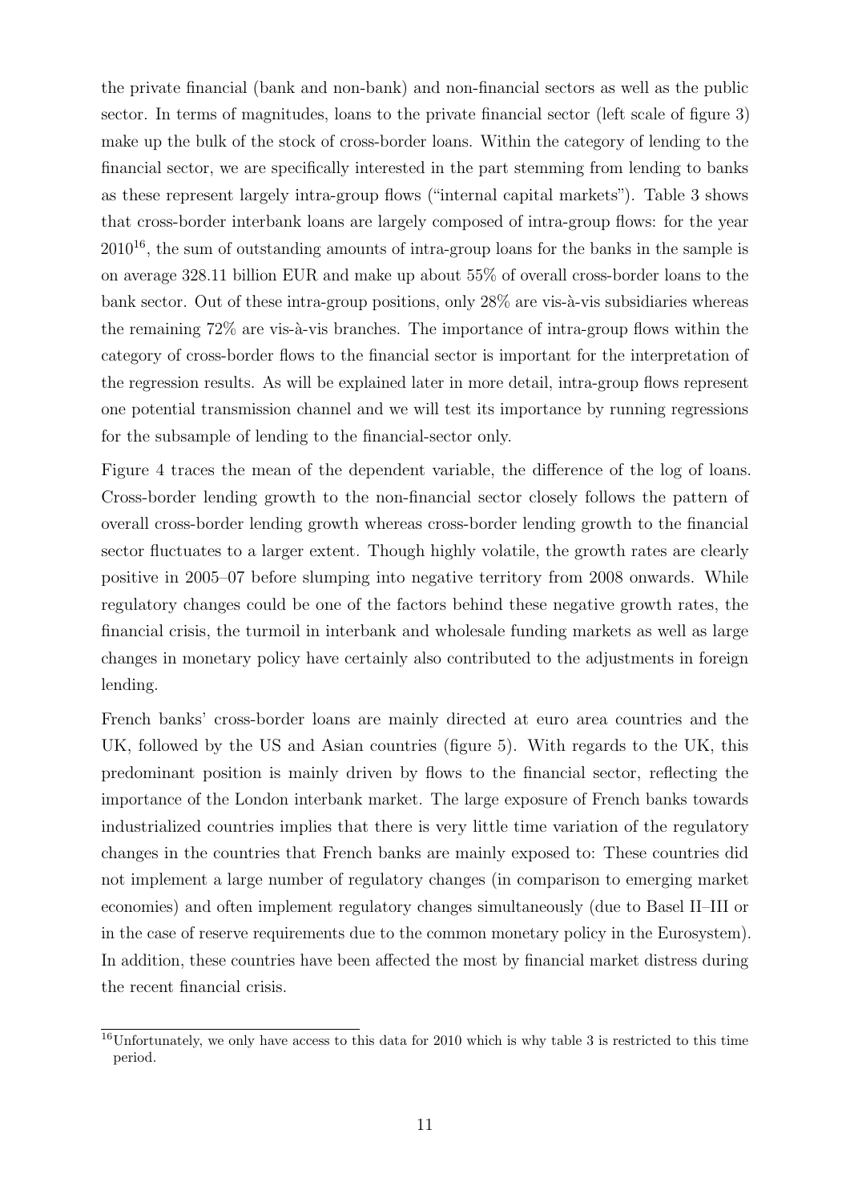the private financial (bank and non-bank) and non-financial sectors as well as the public sector. In terms of magnitudes, loans to the private financial sector (left scale of figure 3) make up the bulk of the stock of cross-border loans. Within the category of lending to the financial sector, we are specifically interested in the part stemming from lending to banks as these represent largely intra-group flows ("internal capital markets"). Table 3 shows that cross-border interbank loans are largely composed of intra-group flows: for the year 2010[16], the sum of outstanding amounts of intra-group loans for the banks in the sample is on average 328.11 billion EUR and make up about 55% of overall cross-border loans to the bank sector. Out of these intra-group positions, only 28% are vis-à-vis subsidiaries whereas the remaining 72% are vis-à-vis branches. The importance of intra-group flows within the category of cross-border flows to the financial sector is important for the interpretation of the regression results. As will be explained later in more detail, intra-group flows represent one potential transmission channel and we will test its importance by running regressions for the subsample of lending to the financial-sector only.

Figure 4 traces the mean of the dependent variable, the difference of the log of loans. Cross-border lending growth to the non-financial sector closely follows the pattern of overall cross-border lending growth whereas cross-border lending growth to the financial sector fluctuates to a larger extent. Though highly volatile, the growth rates are clearly positive in 2005–07 before slumping into negative territory from 2008 onwards. While regulatory changes could be one of the factors behind these negative growth rates, the financial crisis, the turmoil in interbank and wholesale funding markets as well as large changes in monetary policy have certainly also contributed to the adjustments in foreign lending.

French banks' cross-border loans are mainly directed at euro area countries and the UK, followed by the US and Asian countries (figure 5). With regards to the UK, this predominant position is mainly driven by flows to the financial sector, reflecting the importance of the London interbank market. The large exposure of French banks towards industrialized countries implies that there is very little time variation of the regulatory changes in the countries that French banks are mainly exposed to: These countries did not implement a large number of regulatory changes (in comparison to emerging market economies) and often implement regulatory changes simultaneously (due to Basel II–III or in the case of reserve requirements due to the common monetary policy in the Eurosystem). In addition, these countries have been affected the most by financial market distress during the recent financial crisis.

[16] Unfortunately, we only have access to this data for 2010 which is why table 3 is restricted to this time period.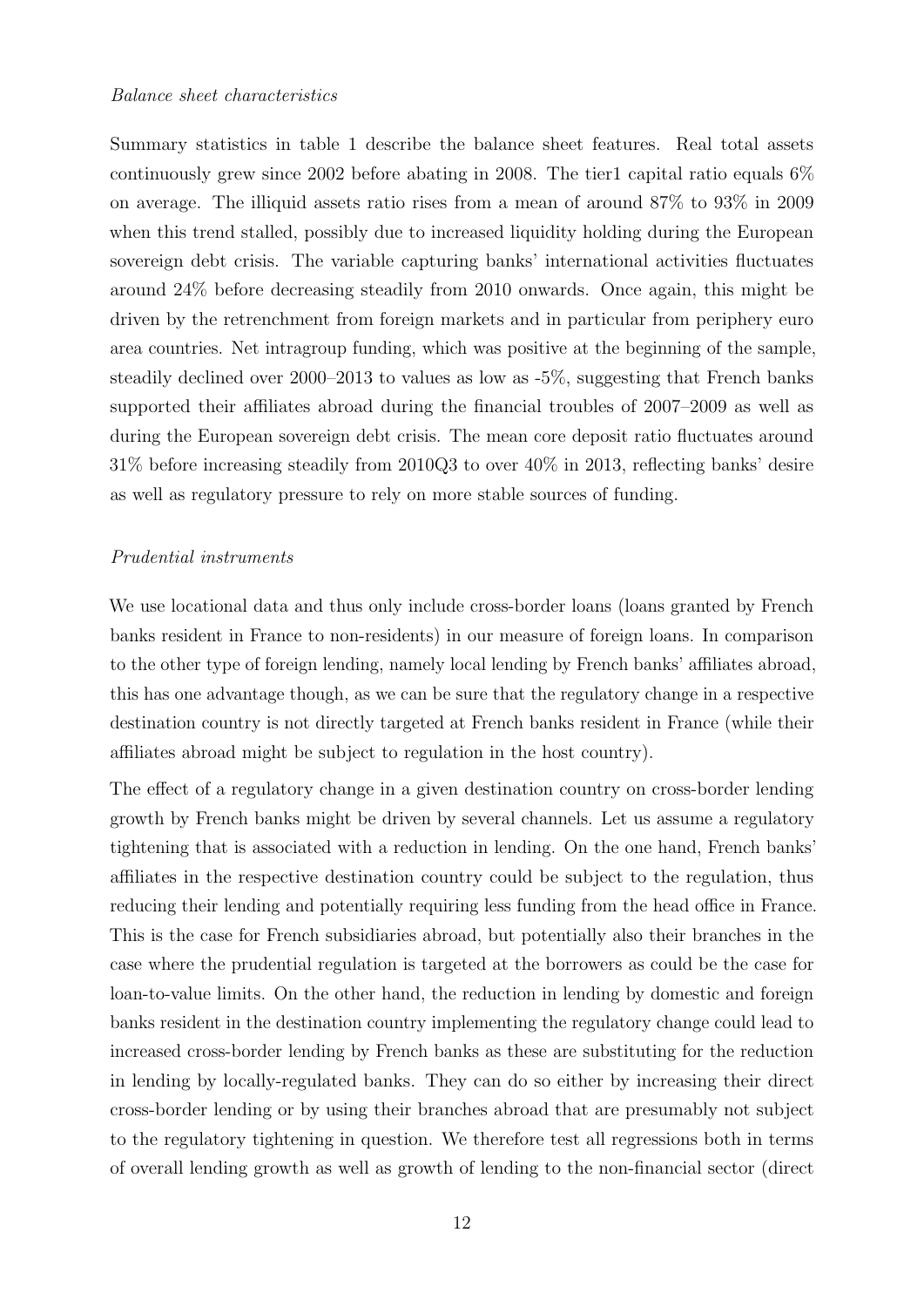*Balance sheet characteristics*

Summary statistics in table 1 describe the balance sheet features. Real total assets continuously grew since 2002 before abating in 2008. The tier1 capital ratio equals 6% on average. The illiquid assets ratio rises from a mean of around 87% to 93% in 2009 when this trend stalled, possibly due to increased liquidity holding during the European sovereign debt crisis. The variable capturing banks' international activities fluctuates around 24% before decreasing steadily from 2010 onwards. Once again, this might be driven by the retrenchment from foreign markets and in particular from periphery euro area countries. Net intragroup funding, which was positive at the beginning of the sample, steadily declined over 2000–2013 to values as low as -5%, suggesting that French banks supported their affiliates abroad during the financial troubles of 2007–2009 as well as during the European sovereign debt crisis. The mean core deposit ratio fluctuates around 31% before increasing steadily from 2010Q3 to over 40% in 2013, reflecting banks' desire as well as regulatory pressure to rely on more stable sources of funding.

*Prudential instruments*

We use locational data and thus only include cross-border loans (loans granted by French banks resident in France to non-residents) in our measure of foreign loans. In comparison to the other type of foreign lending, namely local lending by French banks' affiliates abroad, this has one advantage though, as we can be sure that the regulatory change in a respective destination country is not directly targeted at French banks resident in France (while their affiliates abroad might be subject to regulation in the host country).

The effect of a regulatory change in a given destination country on cross-border lending growth by French banks might be driven by several channels. Let us assume a regulatory tightening that is associated with a reduction in lending. On the one hand, French banks' affiliates in the respective destination country could be subject to the regulation, thus reducing their lending and potentially requiring less funding from the head office in France. This is the case for French subsidiaries abroad, but potentially also their branches in the case where the prudential regulation is targeted at the borrowers as could be the case for loan-to-value limits. On the other hand, the reduction in lending by domestic and foreign banks resident in the destination country implementing the regulatory change could lead to increased cross-border lending by French banks as these are substituting for the reduction in lending by locally-regulated banks. They can do so either by increasing their direct cross-border lending or by using their branches abroad that are presumably not subject to the regulatory tightening in question. We therefore test all regressions both in terms of overall lending growth as well as growth of lending to the non-financial sector (direct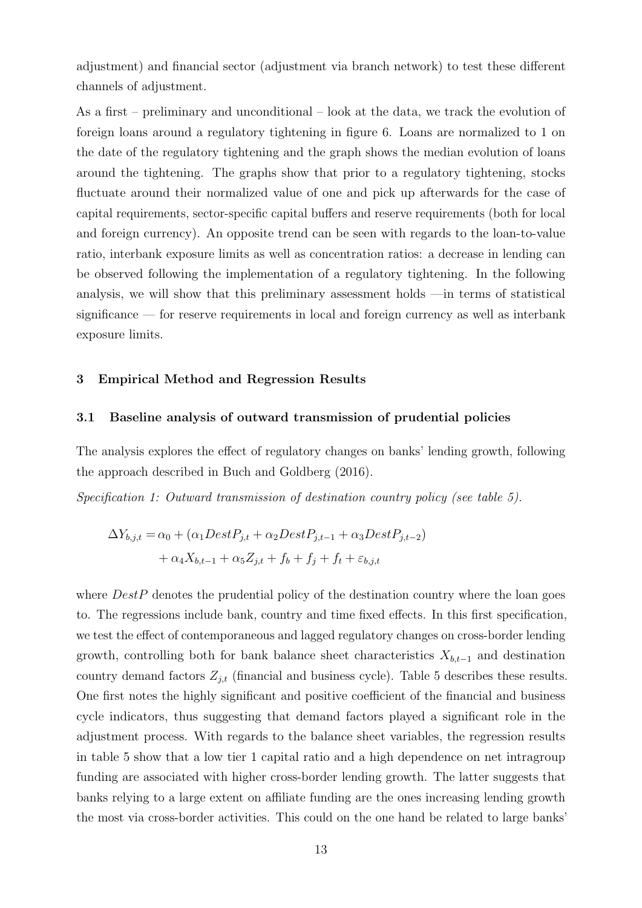adjustment) and financial sector (adjustment via branch network) to test these different channels of adjustment.

As a first – preliminary and unconditional – look at the data, we track the evolution of foreign loans around a regulatory tightening in figure 6. Loans are normalized to 1 on the date of the regulatory tightening and the graph shows the median evolution of loans around the tightening. The graphs show that prior to a regulatory tightening, stocks fluctuate around their normalized value of one and pick up afterwards for the case of capital requirements, sector-specific capital buffers and reserve requirements (both for local and foreign currency). An opposite trend can be seen with regards to the loan-to-value ratio, interbank exposure limits as well as concentration ratios: a decrease in lending can be observed following the implementation of a regulatory tightening. In the following analysis, we will show that this preliminary assessment holds —in terms of statistical significance — for reserve requirements in local and foreign currency as well as interbank exposure limits.

## 3 Empirical Method and Regression Results

### 3.1 Baseline analysis of outward transmission of prudential policies

The analysis explores the effect of regulatory changes on banks' lending growth, following the approach described in Buch and Goldberg (2016).

*Specification 1: Outward transmission of destination country policy (see table 5).*

$$\Delta Y_{b,j,t} = \alpha_0 + (\alpha_1 DestP_{j,t} + \alpha_2 DestP_{j,t-1} + \alpha_3 DestP_{j,t-2}) + \alpha_4 X_{b,t-1} + \alpha_5 Z_{j,t} + f_b + f_j + f_t + \varepsilon_{b,j,t}$$

where $DestP$ denotes the prudential policy of the destination country where the loan goes to. The regressions include bank, country and time fixed effects. In this first specification, we test the effect of contemporaneous and lagged regulatory changes on cross-border lending growth, controlling both for bank balance sheet characteristics $X_{b,t-1}$ and destination country demand factors $Z_{j,t}$ (financial and business cycle). Table 5 describes these results. One first notes the highly significant and positive coefficient of the financial and business cycle indicators, thus suggesting that demand factors played a significant role in the adjustment process. With regards to the balance sheet variables, the regression results in table 5 show that a low tier 1 capital ratio and a high dependence on net intragroup funding are associated with higher cross-border lending growth. The latter suggests that banks relying to a large extent on affiliate funding are the ones increasing lending growth the most via cross-border activities. This could on the one hand be related to large banks'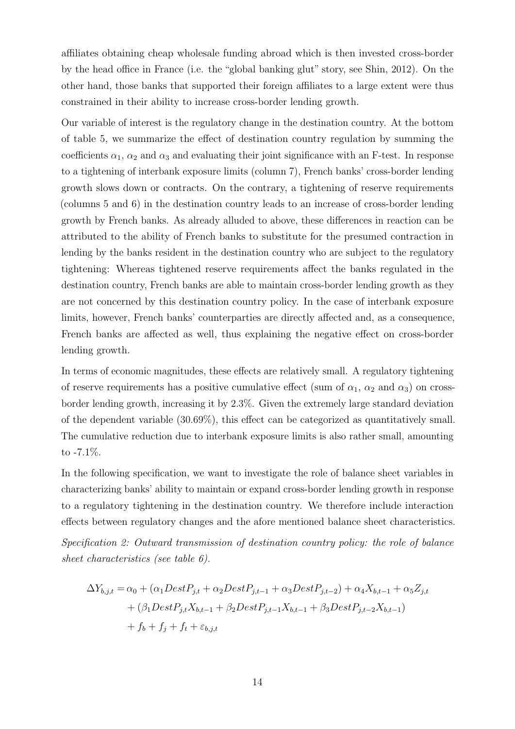affiliates obtaining cheap wholesale funding abroad which is then invested cross-border by the head office in France (i.e. the "global banking glut" story, see Shin, 2012). On the other hand, those banks that supported their foreign affiliates to a large extent were thus constrained in their ability to increase cross-border lending growth.

Our variable of interest is the regulatory change in the destination country. At the bottom of table 5, we summarize the effect of destination country regulation by summing the coefficients $\alpha_1$, $\alpha_2$ and $\alpha_3$ and evaluating their joint significance with an F-test. In response to a tightening of interbank exposure limits (column 7), French banks' cross-border lending growth slows down or contracts. On the contrary, a tightening of reserve requirements (columns 5 and 6) in the destination country leads to an increase of cross-border lending growth by French banks. As already alluded to above, these differences in reaction can be attributed to the ability of French banks to substitute for the presumed contraction in lending by the banks resident in the destination country who are subject to the regulatory tightening: Whereas tightened reserve requirements affect the banks regulated in the destination country, French banks are able to maintain cross-border lending growth as they are not concerned by this destination country policy. In the case of interbank exposure limits, however, French banks' counterparties are directly affected and, as a consequence, French banks are affected as well, thus explaining the negative effect on cross-border lending growth.

In terms of economic magnitudes, these effects are relatively small. A regulatory tightening of reserve requirements has a positive cumulative effect (sum of $\alpha_1$, $\alpha_2$ and $\alpha_3$) on cross-border lending growth, increasing it by 2.3%. Given the extremely large standard deviation of the dependent variable (30.69%), this effect can be categorized as quantitatively small. The cumulative reduction due to interbank exposure limits is also rather small, amounting to -7.1%.

In the following specification, we want to investigate the role of balance sheet variables in characterizing banks' ability to maintain or expand cross-border lending growth in response to a regulatory tightening in the destination country. We therefore include interaction effects between regulatory changes and the afore mentioned balance sheet characteristics.

*Specification 2: Outward transmission of destination country policy: the role of balance sheet characteristics (see table 6).*

$$
\begin{aligned}
\Delta Y_{b,j,t} = &\alpha_0 + (\alpha_1 DestP_{j,t} + \alpha_2 DestP_{j,t-1} + \alpha_3 DestP_{j,t-2}) + \alpha_4 X_{b,t-1} + \alpha_5 Z_{j,t} \\
&+ (\beta_1 DestP_{j,t} X_{b,t-1} + \beta_2 DestP_{j,t-1} X_{b,t-1} + \beta_3 DestP_{j,t-2} X_{b,t-1}) \\
&+ f_b + f_j + f_t + \varepsilon_{b,j,t}
\end{aligned}
$$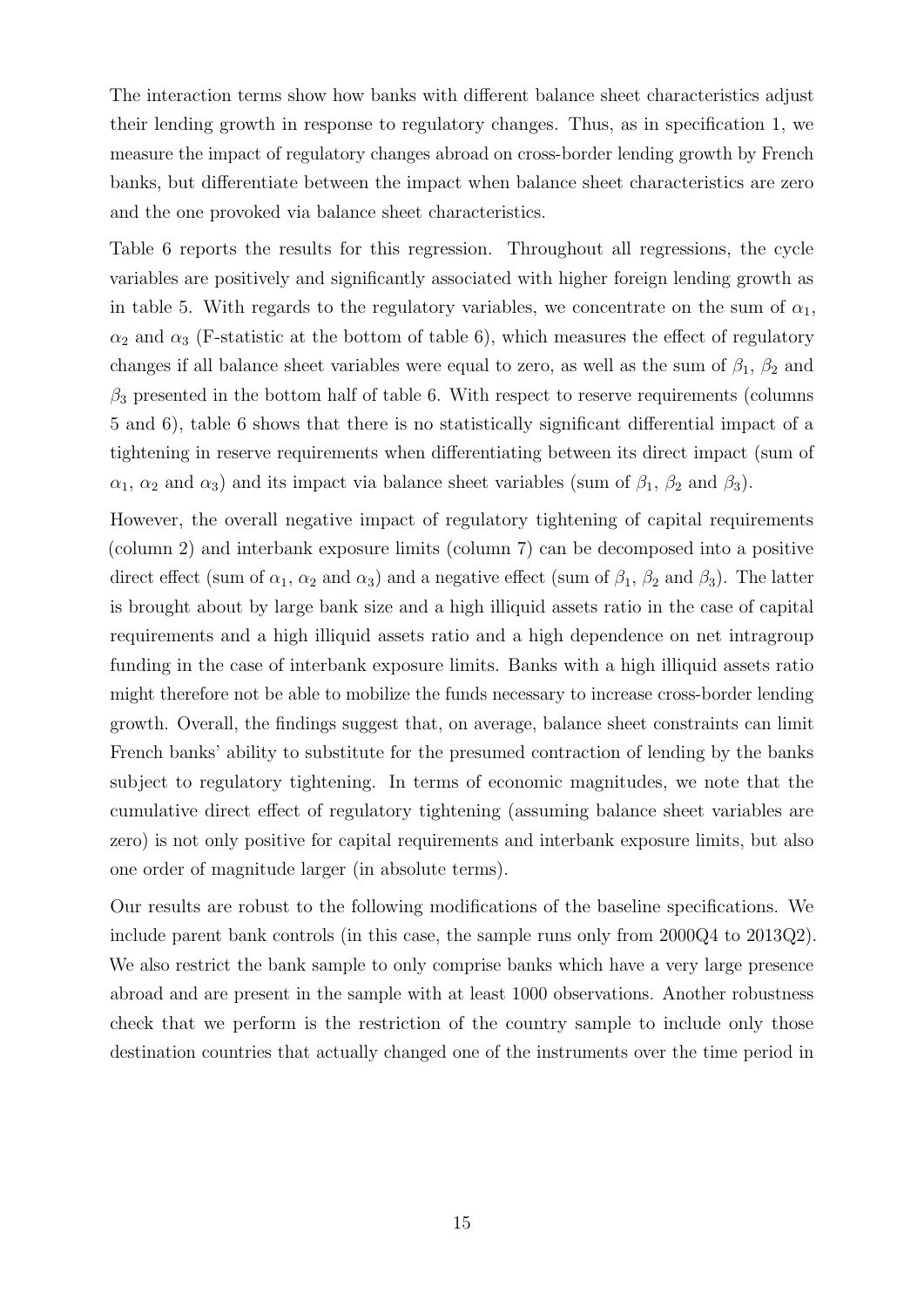The interaction terms show how banks with different balance sheet characteristics adjust their lending growth in response to regulatory changes. Thus, as in specification 1, we measure the impact of regulatory changes abroad on cross-border lending growth by French banks, but differentiate between the impact when balance sheet characteristics are zero and the one provoked via balance sheet characteristics.

Table 6 reports the results for this regression. Throughout all regressions, the cycle variables are positively and significantly associated with higher foreign lending growth as in table 5. With regards to the regulatory variables, we concentrate on the sum of $\alpha_1$, $\alpha_2$ and $\alpha_3$ (F-statistic at the bottom of table 6), which measures the effect of regulatory changes if all balance sheet variables were equal to zero, as well as the sum of $\beta_1$, $\beta_2$ and $\beta_3$ presented in the bottom half of table 6. With respect to reserve requirements (columns 5 and 6), table 6 shows that there is no statistically significant differential impact of a tightening in reserve requirements when differentiating between its direct impact (sum of $\alpha_1$, $\alpha_2$ and $\alpha_3$) and its impact via balance sheet variables (sum of $\beta_1$, $\beta_2$ and $\beta_3$).

However, the overall negative impact of regulatory tightening of capital requirements (column 2) and interbank exposure limits (column 7) can be decomposed into a positive direct effect (sum of $\alpha_1$, $\alpha_2$ and $\alpha_3$) and a negative effect (sum of $\beta_1$, $\beta_2$ and $\beta_3$). The latter is brought about by large bank size and a high illiquid assets ratio in the case of capital requirements and a high illiquid assets ratio and a high dependence on net intragroup funding in the case of interbank exposure limits. Banks with a high illiquid assets ratio might therefore not be able to mobilize the funds necessary to increase cross-border lending growth. Overall, the findings suggest that, on average, balance sheet constraints can limit French banks' ability to substitute for the presumed contraction of lending by the banks subject to regulatory tightening. In terms of economic magnitudes, we note that the cumulative direct effect of regulatory tightening (assuming balance sheet variables are zero) is not only positive for capital requirements and interbank exposure limits, but also one order of magnitude larger (in absolute terms).

Our results are robust to the following modifications of the baseline specifications. We include parent bank controls (in this case, the sample runs only from 2000Q4 to 2013Q2). We also restrict the bank sample to only comprise banks which have a very large presence abroad and are present in the sample with at least 1000 observations. Another robustness check that we perform is the restriction of the country sample to include only those destination countries that actually changed one of the instruments over the time period in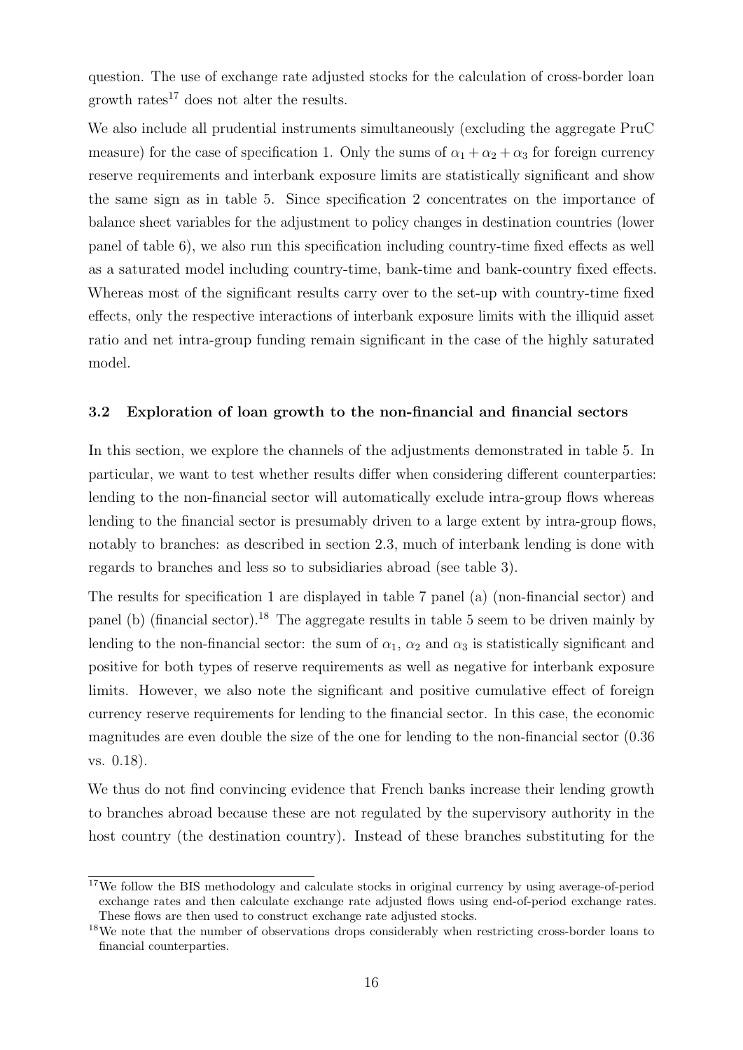question. The use of exchange rate adjusted stocks for the calculation of cross-border loan growth rates[17] does not alter the results.

We also include all prudential instruments simultaneously (excluding the aggregate PruC measure) for the case of specification 1. Only the sums of $\alpha_1 + \alpha_2 + \alpha_3$ for foreign currency reserve requirements and interbank exposure limits are statistically significant and show the same sign as in table 5. Since specification 2 concentrates on the importance of balance sheet variables for the adjustment to policy changes in destination countries (lower panel of table 6), we also run this specification including country-time fixed effects as well as a saturated model including country-time, bank-time and bank-country fixed effects. Whereas most of the significant results carry over to the set-up with country-time fixed effects, only the respective interactions of interbank exposure limits with the illiquid asset ratio and net intra-group funding remain significant in the case of the highly saturated model.

### 3.2 Exploration of loan growth to the non-financial and financial sectors

In this section, we explore the channels of the adjustments demonstrated in table 5. In particular, we want to test whether results differ when considering different counterparties: lending to the non-financial sector will automatically exclude intra-group flows whereas lending to the financial sector is presumably driven to a large extent by intra-group flows, notably to branches: as described in section 2.3, much of interbank lending is done with regards to branches and less so to subsidiaries abroad (see table 3).

The results for specification 1 are displayed in table 7 panel (a) (non-financial sector) and panel (b) (financial sector).[18] The aggregate results in table 5 seem to be driven mainly by lending to the non-financial sector: the sum of $\alpha_1$, $\alpha_2$ and $\alpha_3$ is statistically significant and positive for both types of reserve requirements as well as negative for interbank exposure limits. However, we also note the significant and positive cumulative effect of foreign currency reserve requirements for lending to the financial sector. In this case, the economic magnitudes are even double the size of the one for lending to the non-financial sector (0.36 vs. 0.18).

We thus do not find convincing evidence that French banks increase their lending growth to branches abroad because these are not regulated by the supervisory authority in the host country (the destination country). Instead of these branches substituting for the

[17] We follow the BIS methodology and calculate stocks in original currency by using average-of-period exchange rates and then calculate exchange rate adjusted flows using end-of-period exchange rates. These flows are then used to construct exchange rate adjusted stocks.

[18] We note that the number of observations drops considerably when restricting cross-border loans to financial counterparties.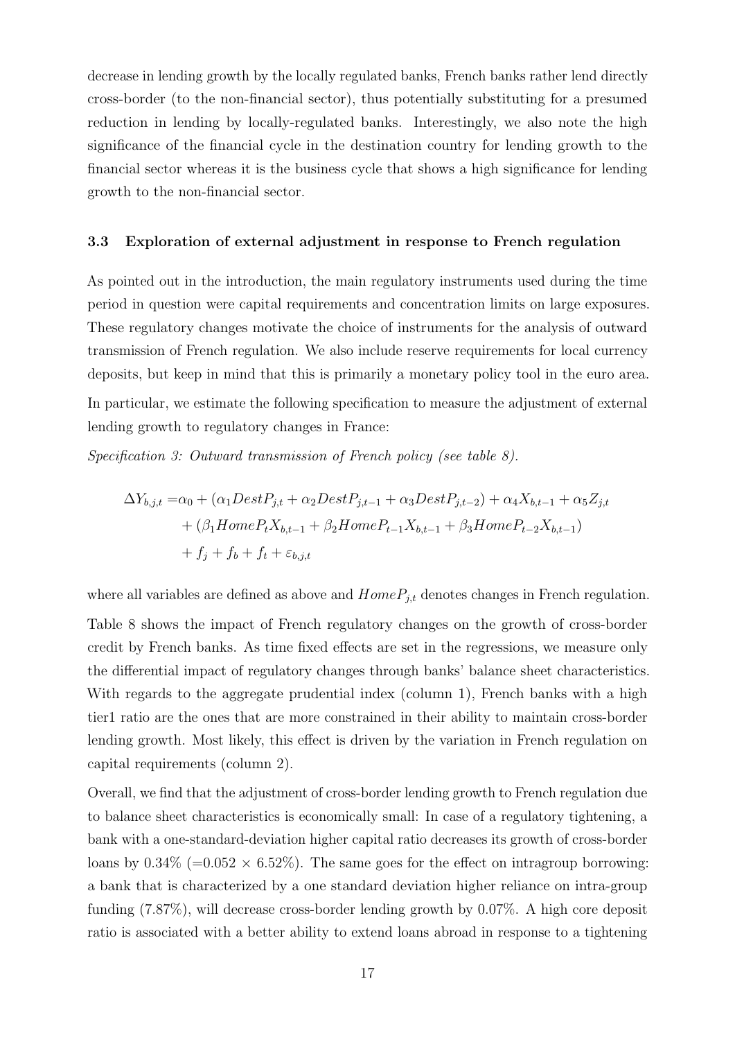decrease in lending growth by the locally regulated banks, French banks rather lend directly cross-border (to the non-financial sector), thus potentially substituting for a presumed reduction in lending by locally-regulated banks. Interestingly, we also note the high significance of the financial cycle in the destination country for lending growth to the financial sector whereas it is the business cycle that shows a high significance for lending growth to the non-financial sector.

### 3.3 Exploration of external adjustment in response to French regulation

As pointed out in the introduction, the main regulatory instruments used during the time period in question were capital requirements and concentration limits on large exposures. These regulatory changes motivate the choice of instruments for the analysis of outward transmission of French regulation. We also include reserve requirements for local currency deposits, but keep in mind that this is primarily a monetary policy tool in the euro area.

In particular, we estimate the following specification to measure the adjustment of external lending growth to regulatory changes in France:

*Specification 3: Outward transmission of French policy (see table 8).*

$$
\begin{aligned}
\Delta Y_{b,j,t} =& \alpha_0 + (\alpha_1 DestP_{j,t} + \alpha_2 DestP_{j,t-1} + \alpha_3 DestP_{j,t-2}) + \alpha_4 X_{b,t-1} + \alpha_5 Z_{j,t} \\
&+ (\beta_1 HomeP_t X_{b,t-1} + \beta_2 HomeP_{t-1} X_{b,t-1} + \beta_3 HomeP_{t-2} X_{b,t-1}) \\
&+ f_j + f_b + f_t + \varepsilon_{b,j,t}
\end{aligned}
$$

where all variables are defined as above and $HomeP_{j,t}$ denotes changes in French regulation.

Table 8 shows the impact of French regulatory changes on the growth of cross-border credit by French banks. As time fixed effects are set in the regressions, we measure only the differential impact of regulatory changes through banks' balance sheet characteristics. With regards to the aggregate prudential index (column 1), French banks with a high tier1 ratio are the ones that are more constrained in their ability to maintain cross-border lending growth. Most likely, this effect is driven by the variation in French regulation on capital requirements (column 2).

Overall, we find that the adjustment of cross-border lending growth to French regulation due to balance sheet characteristics is economically small: In case of a regulatory tightening, a bank with a one-standard-deviation higher capital ratio decreases its growth of cross-border loans by 0.34% (=0.052 × 6.52%). The same goes for the effect on intragroup borrowing: a bank that is characterized by a one standard deviation higher reliance on intra-group funding (7.87%), will decrease cross-border lending growth by 0.07%. A high core deposit ratio is associated with a better ability to extend loans abroad in response to a tightening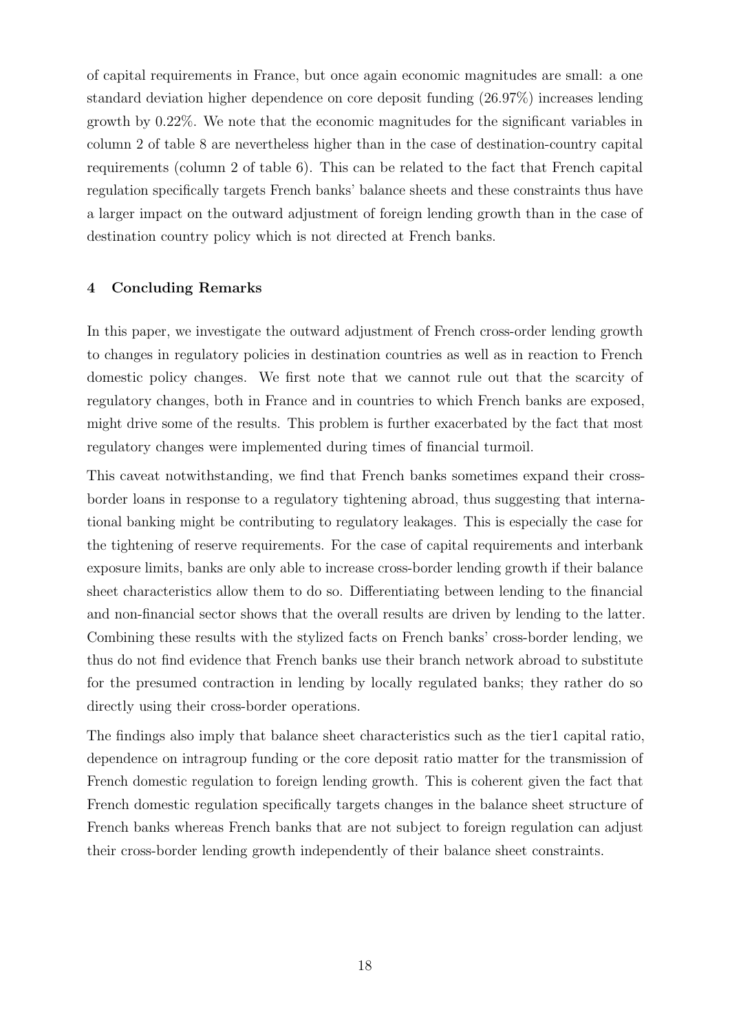of capital requirements in France, but once again economic magnitudes are small: a one standard deviation higher dependence on core deposit funding (26.97%) increases lending growth by 0.22%. We note that the economic magnitudes for the significant variables in column 2 of table 8 are nevertheless higher than in the case of destination-country capital requirements (column 2 of table 6). This can be related to the fact that French capital regulation specifically targets French banks' balance sheets and these constraints thus have a larger impact on the outward adjustment of foreign lending growth than in the case of destination country policy which is not directed at French banks.

## 4 Concluding Remarks

In this paper, we investigate the outward adjustment of French cross-order lending growth to changes in regulatory policies in destination countries as well as in reaction to French domestic policy changes. We first note that we cannot rule out that the scarcity of regulatory changes, both in France and in countries to which French banks are exposed, might drive some of the results. This problem is further exacerbated by the fact that most regulatory changes were implemented during times of financial turmoil.

This caveat notwithstanding, we find that French banks sometimes expand their cross-border loans in response to a regulatory tightening abroad, thus suggesting that international banking might be contributing to regulatory leakages. This is especially the case for the tightening of reserve requirements. For the case of capital requirements and interbank exposure limits, banks are only able to increase cross-border lending growth if their balance sheet characteristics allow them to do so. Differentiating between lending to the financial and non-financial sector shows that the overall results are driven by lending to the latter. Combining these results with the stylized facts on French banks' cross-border lending, we thus do not find evidence that French banks use their branch network abroad to substitute for the presumed contraction in lending by locally regulated banks; they rather do so directly using their cross-border operations.

The findings also imply that balance sheet characteristics such as the tier1 capital ratio, dependence on intragroup funding or the core deposit ratio matter for the transmission of French domestic regulation to foreign lending growth. This is coherent given the fact that French domestic regulation specifically targets changes in the balance sheet structure of French banks whereas French banks that are not subject to foreign regulation can adjust their cross-border lending growth independently of their balance sheet constraints.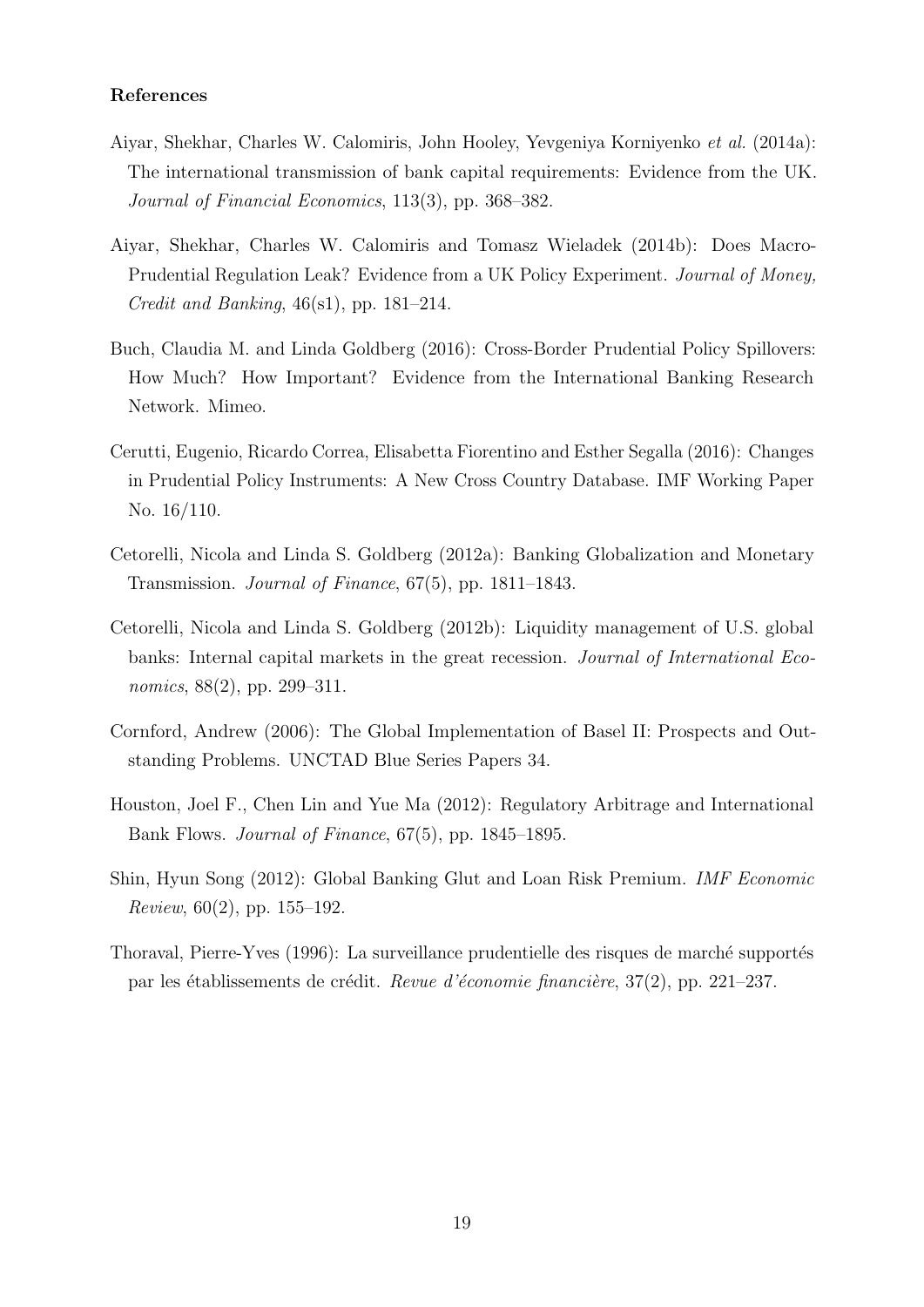**References**

Aiyar, Shekhar, Charles W. Calomiris, John Hooley, Yevgeniya Korniyenko *et al.* (2014a): The international transmission of bank capital requirements: Evidence from the UK. *Journal of Financial Economics*, 113(3), pp. 368–382.

Aiyar, Shekhar, Charles W. Calomiris and Tomasz Wieladek (2014b): Does Macro-Prudential Regulation Leak? Evidence from a UK Policy Experiment. *Journal of Money, Credit and Banking*, 46(s1), pp. 181–214.

Buch, Claudia M. and Linda Goldberg (2016): Cross-Border Prudential Policy Spillovers: How Much? How Important? Evidence from the International Banking Research Network. Mimeo.

Cerutti, Eugenio, Ricardo Correa, Elisabetta Fiorentino and Esther Segalla (2016): Changes in Prudential Policy Instruments: A New Cross Country Database. IMF Working Paper No. 16/110.

Cetorelli, Nicola and Linda S. Goldberg (2012a): Banking Globalization and Monetary Transmission. *Journal of Finance*, 67(5), pp. 1811–1843.

Cetorelli, Nicola and Linda S. Goldberg (2012b): Liquidity management of U.S. global banks: Internal capital markets in the great recession. *Journal of International Economics*, 88(2), pp. 299–311.

Cornford, Andrew (2006): The Global Implementation of Basel II: Prospects and Outstanding Problems. UNCTAD Blue Series Papers 34.

Houston, Joel F., Chen Lin and Yue Ma (2012): Regulatory Arbitrage and International Bank Flows. *Journal of Finance*, 67(5), pp. 1845–1895.

Shin, Hyun Song (2012): Global Banking Glut and Loan Risk Premium. *IMF Economic Review*, 60(2), pp. 155–192.

Thoraval, Pierre-Yves (1996): La surveillance prudentielle des risques de marché supportés par les établissements de crédit. *Revue d'économie financière*, 37(2), pp. 221–237.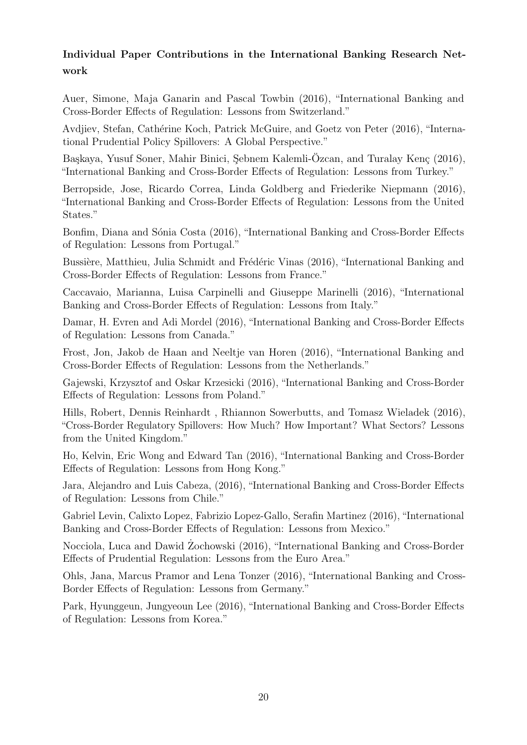**Individual Paper Contributions in the International Banking Research Network**

Auer, Simone, Maja Ganarin and Pascal Towbin (2016), "International Banking and Cross-Border Effects of Regulation: Lessons from Switzerland."

Avdjiev, Stefan, Cathérine Koch, Patrick McGuire, and Goetz von Peter (2016), "International Prudential Policy Spillovers: A Global Perspective."

Başkaya, Yusuf Soner, Mahir Binici, Şebnem Kalemli-Özcan, and Turalay Kenç (2016), "International Banking and Cross-Border Effects of Regulation: Lessons from Turkey."

Berropside, Jose, Ricardo Correa, Linda Goldberg and Friederike Niepmann (2016), "International Banking and Cross-Border Effects of Regulation: Lessons from the United States."

Bonfim, Diana and Sónia Costa (2016), "International Banking and Cross-Border Effects of Regulation: Lessons from Portugal."

Bussière, Matthieu, Julia Schmidt and Frédéric Vinas (2016), "International Banking and Cross-Border Effects of Regulation: Lessons from France."

Caccavaio, Marianna, Luisa Carpinelli and Giuseppe Marinelli (2016), "International Banking and Cross-Border Effects of Regulation: Lessons from Italy."

Damar, H. Evren and Adi Mordel (2016), "International Banking and Cross-Border Effects of Regulation: Lessons from Canada."

Frost, Jon, Jakob de Haan and Neeltje van Horen (2016), "International Banking and Cross-Border Effects of Regulation: Lessons from the Netherlands."

Gajewski, Krzysztof and Oskar Krzesicki (2016), "International Banking and Cross-Border Effects of Regulation: Lessons from Poland."

Hills, Robert, Dennis Reinhardt , Rhiannon Sowerbutts, and Tomasz Wieladek (2016), "Cross-Border Regulatory Spillovers: How Much? How Important? What Sectors? Lessons from the United Kingdom."

Ho, Kelvin, Eric Wong and Edward Tan (2016), "International Banking and Cross-Border Effects of Regulation: Lessons from Hong Kong."

Jara, Alejandro and Luis Cabeza, (2016), "International Banking and Cross-Border Effects of Regulation: Lessons from Chile."

Gabriel Levin, Calixto Lopez, Fabrizio Lopez-Gallo, Serafin Martinez (2016), "International Banking and Cross-Border Effects of Regulation: Lessons from Mexico."

Nocciola, Luca and Dawid Żochowski (2016), "International Banking and Cross-Border Effects of Prudential Regulation: Lessons from the Euro Area."

Ohls, Jana, Marcus Pramor and Lena Tonzer (2016), "International Banking and Cross-Border Effects of Regulation: Lessons from Germany."

Park, Hyunggeun, Jungyeoun Lee (2016), "International Banking and Cross-Border Effects of Regulation: Lessons from Korea."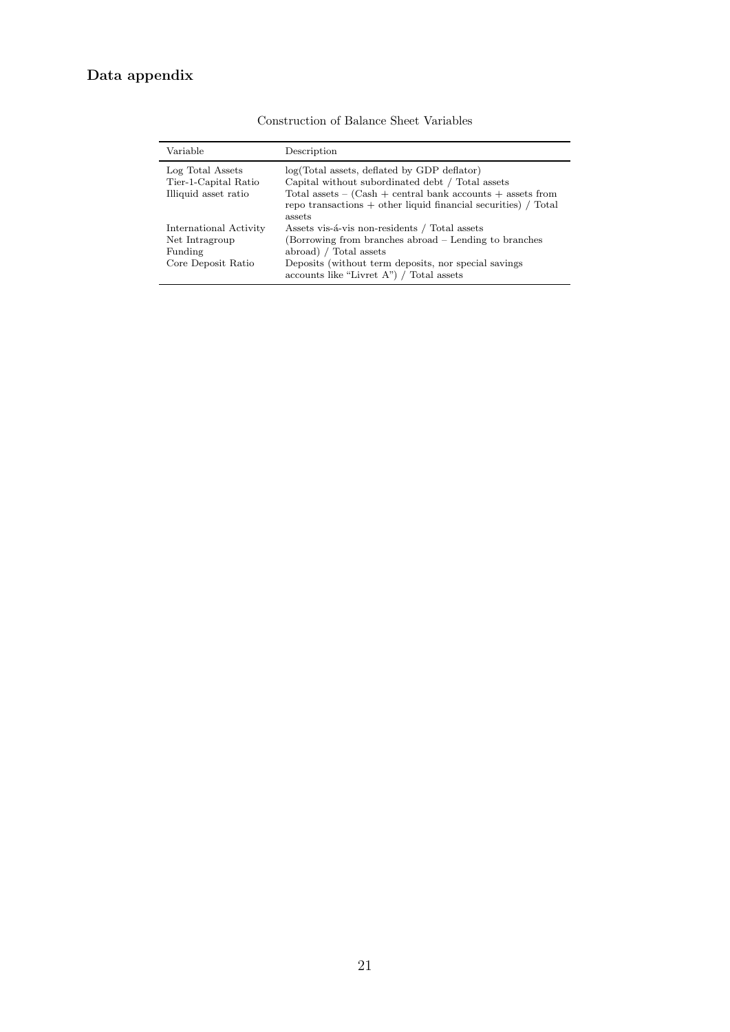## Data appendix

Construction of Balance Sheet Variables

| Variable | Description |
|---|---|
| Log Total Assets | log(Total assets, deflated by GDP deflator) |
| Tier-1-Capital Ratio | Capital without subordinated debt / Total assets |
| Illiquid asset ratio | Total assets – (Cash + central bank accounts + assets from repo transactions + other liquid financial securities) / Total assets |
| International Activity | Assets vis-á-vis non-residents / Total assets |
| Net Intragroup Funding | (Borrowing from branches abroad – Lending to branches abroad) / Total assets |
| Core Deposit Ratio | Deposits (without term deposits, nor special savings accounts like "Livret A") / Total assets |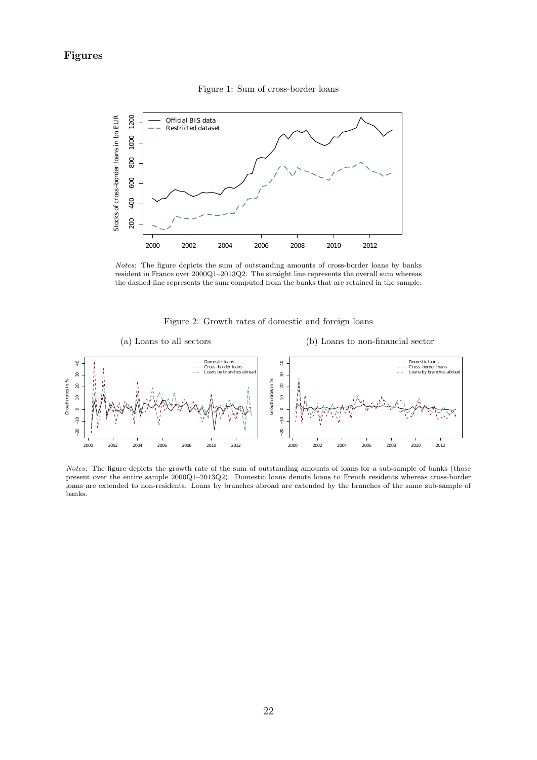# Figures

Figure 1: Sum of cross-border loans

*Notes*: The figure depicts the sum of outstanding amounts of cross-border loans by banks resident in France over 2000Q1–2013Q2. The straight line represents the overall sum whereas the dashed line represents the sum computed from the banks that are retained in the sample.

Figure 2: Growth rates of domestic and foreign loans

(a) Loans to all sectors

(b) Loans to non-financial sector

*Notes*: The figure depicts the growth rate of the sum of outstanding amounts of loans for a sub-sample of banks (those present over the entire sample 2000Q1–2013Q2). Domestic loans denote loans to French residents whereas cross-border loans are extended to non-residents. Loans by branches abroad are extended by the branches of the same sub-sample of banks.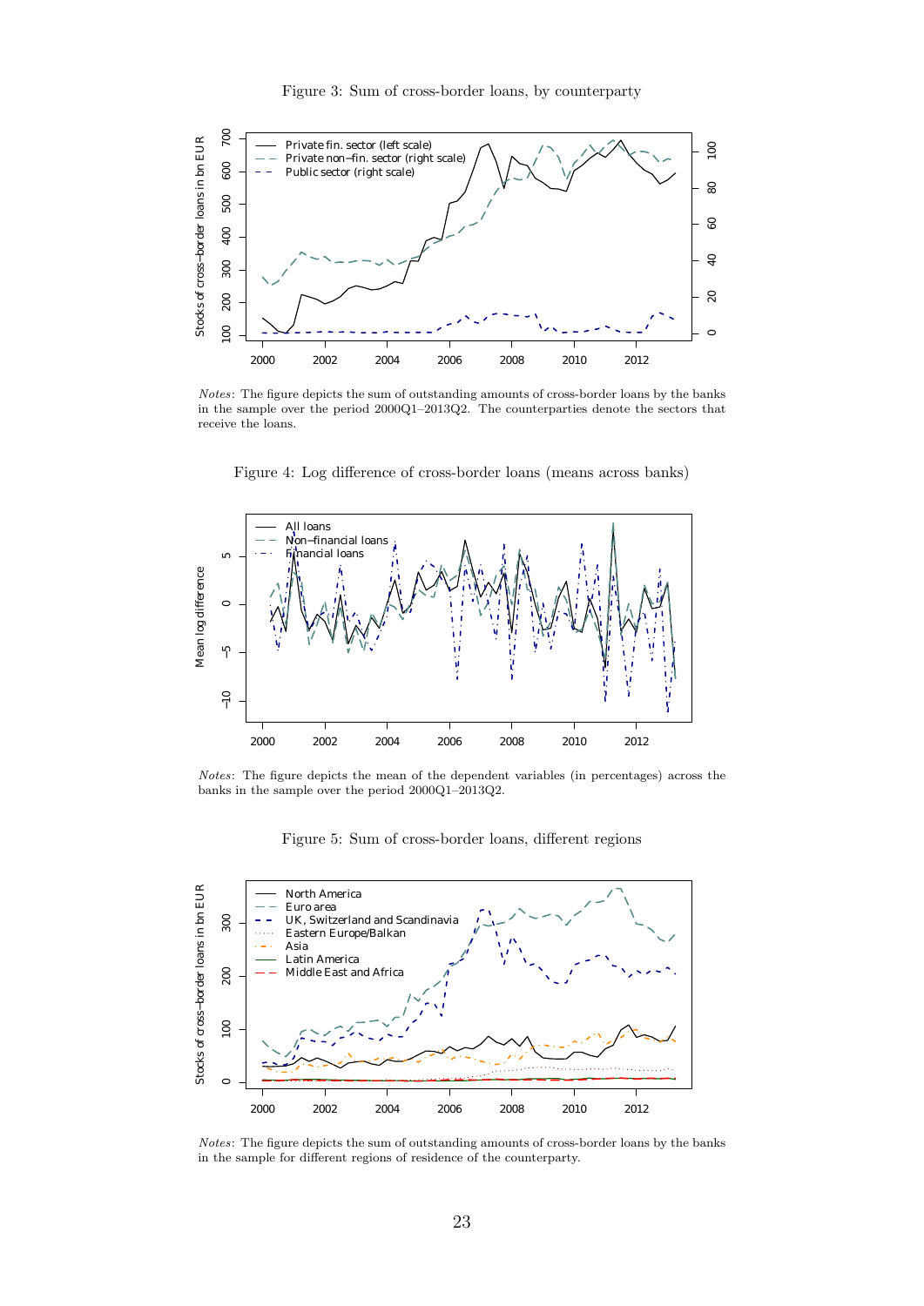Figure 3: Sum of cross-border loans, by counterparty

*Notes*: The figure depicts the sum of outstanding amounts of cross-border loans by the banks in the sample over the period 2000Q1–2013Q2. The counterparties denote the sectors that receive the loans.

Figure 4: Log difference of cross-border loans (means across banks)

*Notes*: The figure depicts the mean of the dependent variables (in percentages) across the banks in the sample over the period 2000Q1–2013Q2.

Figure 5: Sum of cross-border loans, different regions

*Notes*: The figure depicts the sum of outstanding amounts of cross-border loans by the banks in the sample for different regions of residence of the counterparty.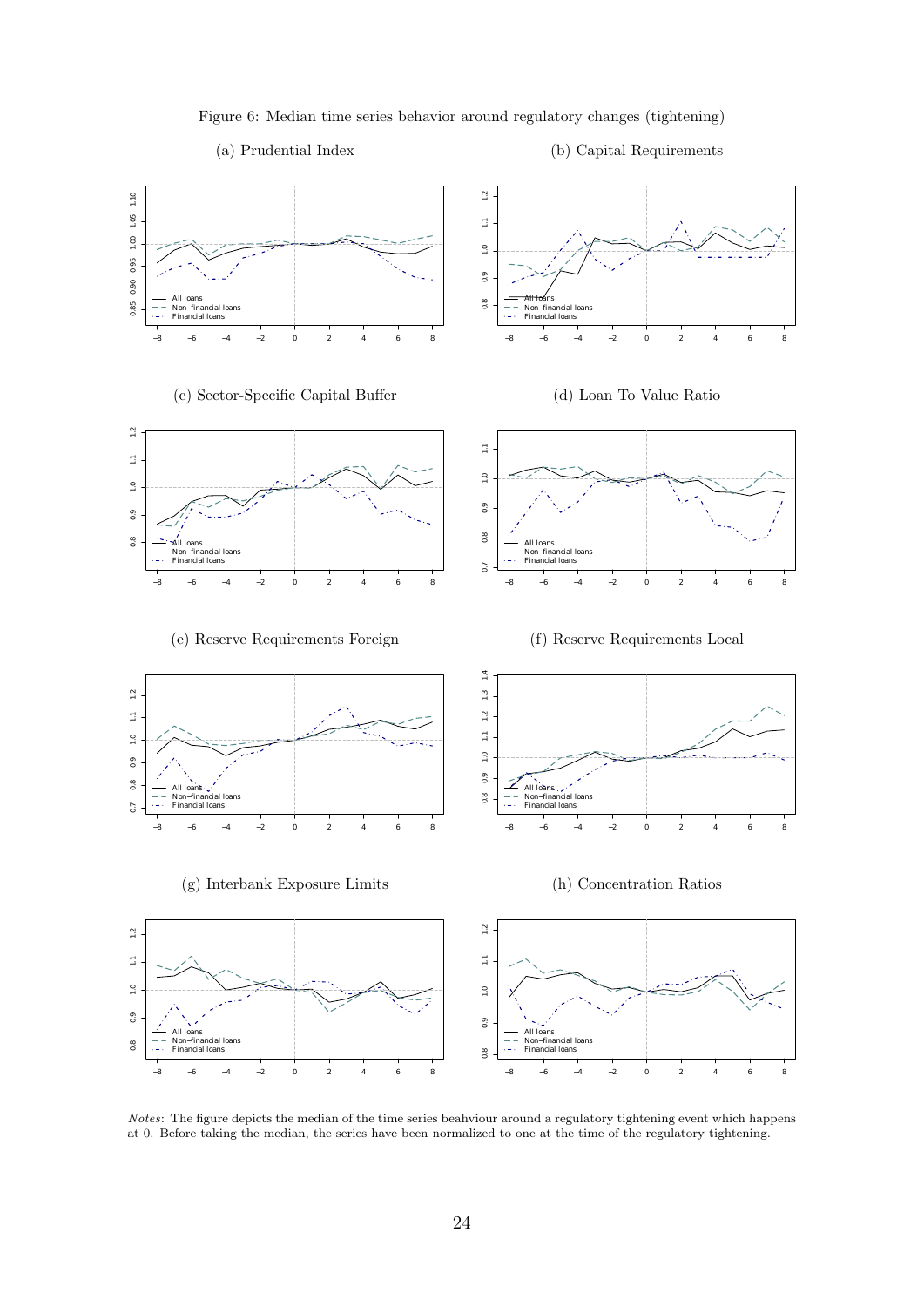Figure 6: Median time series behavior around regulatory changes (tightening)

(a) Prudential Index

(b) Capital Requirements

(c) Sector-Specific Capital Buffer

(d) Loan To Value Ratio

(e) Reserve Requirements Foreign

(f) Reserve Requirements Local

(g) Interbank Exposure Limits

(h) Concentration Ratios

*Notes*: The figure depicts the median of the time series beahviour around a regulatory tightening event which happens at 0. Before taking the median, the series have been normalized to one at the time of the regulatory tightening.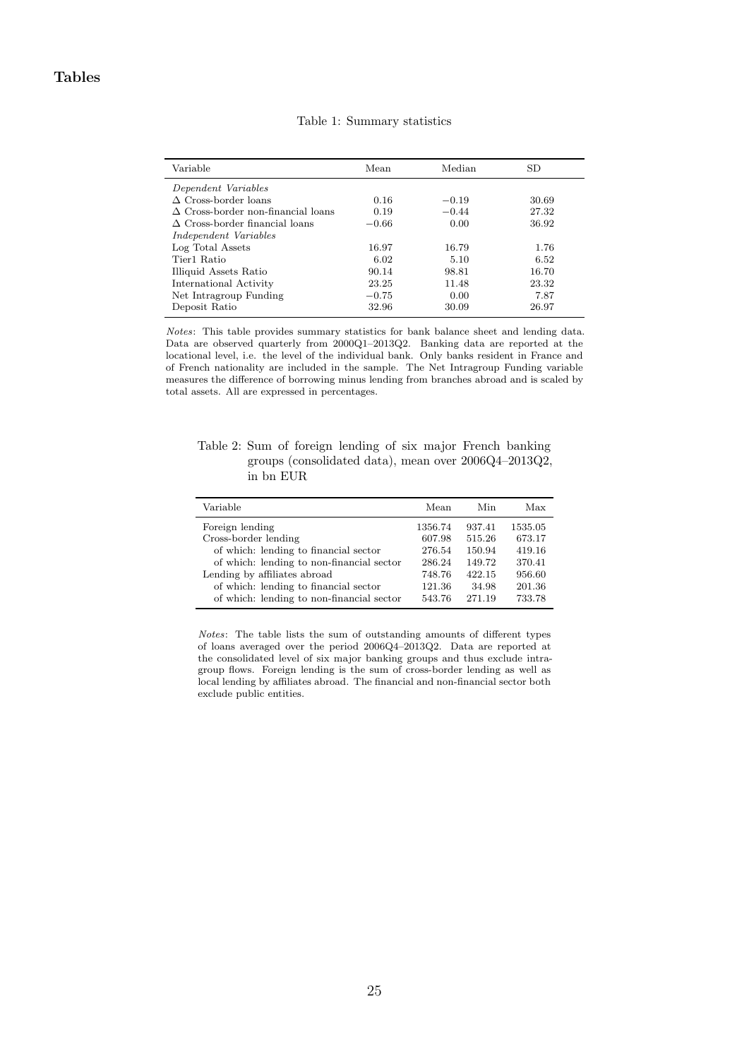## Tables

Table 1: Summary statistics

| Variable | Mean | Median | SD |
|---|---|---|---|
| *Dependent Variables* | | | |
| $\Delta$ Cross-border loans | 0.16 | $-0.19$ | 30.69 |
| $\Delta$ Cross-border non-financial loans | 0.19 | $-0.44$ | 27.32 |
| $\Delta$ Cross-border financial loans | $-0.66$ | 0.00 | 36.92 |
| *Independent Variables* | | | |
| Log Total Assets | 16.97 | 16.79 | 1.76 |
| Tier1 Ratio | 6.02 | 5.10 | 6.52 |
| Illiquid Assets Ratio | 90.14 | 98.81 | 16.70 |
| International Activity | 23.25 | 11.48 | 23.32 |
| Net Intragroup Funding | $-0.75$ | 0.00 | 7.87 |
| Deposit Ratio | 32.96 | 30.09 | 26.97 |

*Notes*: This table provides summary statistics for bank balance sheet and lending data. Data are observed quarterly from 2000Q1–2013Q2. Banking data are reported at the locational level, i.e. the level of the individual bank. Only banks resident in France and of French nationality are included in the sample. The Net Intragroup Funding variable measures the difference of borrowing minus lending from branches abroad and is scaled by total assets. All are expressed in percentages.

Table 2: Sum of foreign lending of six major French banking groups (consolidated data), mean over 2006Q4–2013Q2, in bn EUR

| Variable | Mean | Min | Max |
|---|---|---|---|
| Foreign lending | 1356.74 | 937.41 | 1535.05 |
| Cross-border lending | 607.98 | 515.26 | 673.17 |
| of which: lending to financial sector | 276.54 | 150.94 | 419.16 |
| of which: lending to non-financial sector | 286.24 | 149.72 | 370.41 |
| Lending by affiliates abroad | 748.76 | 422.15 | 956.60 |
| of which: lending to financial sector | 121.36 | 34.98 | 201.36 |
| of which: lending to non-financial sector | 543.76 | 271.19 | 733.78 |

*Notes*: The table lists the sum of outstanding amounts of different types of loans averaged over the period 2006Q4–2013Q2. Data are reported at the consolidated level of six major banking groups and thus exclude intragroup flows. Foreign lending is the sum of cross-border lending as well as local lending by affiliates abroad. The financial and non-financial sector both exclude public entities.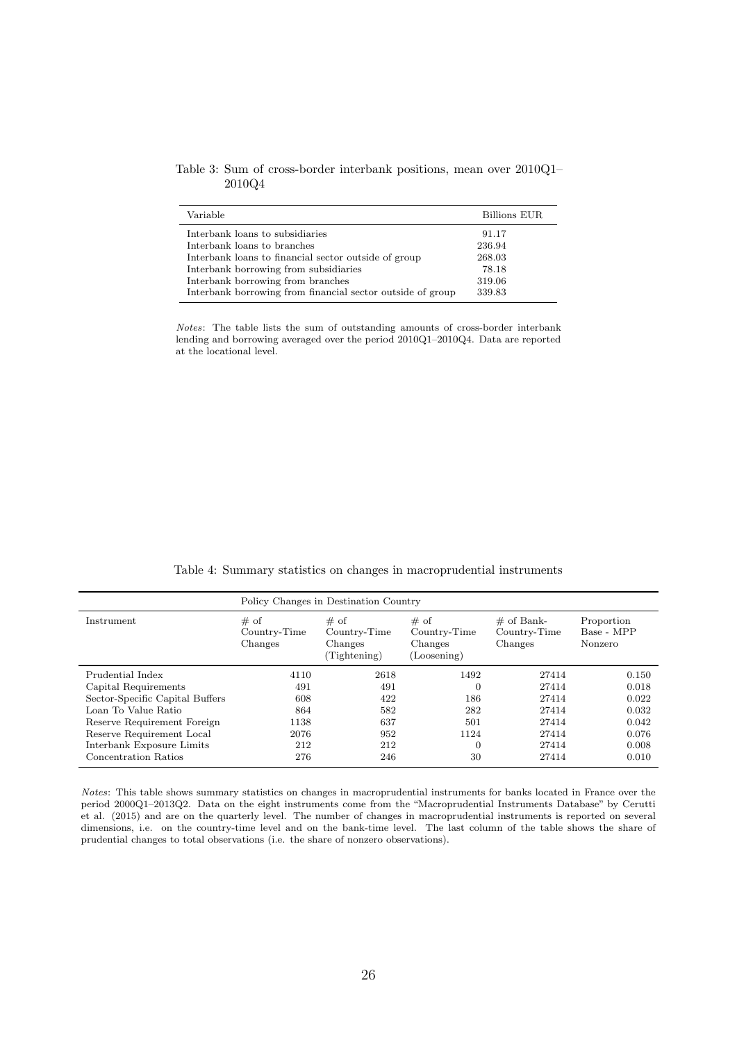Table 3: Sum of cross-border interbank positions, mean over 2010Q1–2010Q4

| Variable | Billions EUR |
|---|---|
| Interbank loans to subsidiaries | 91.17 |
| Interbank loans to branches | 236.94 |
| Interbank loans to financial sector outside of group | 268.03 |
| Interbank borrowing from subsidiaries | 78.18 |
| Interbank borrowing from branches | 319.06 |
| Interbank borrowing from financial sector outside of group | 339.83 |

*Notes*: The table lists the sum of outstanding amounts of cross-border interbank lending and borrowing averaged over the period 2010Q1–2010Q4. Data are reported at the locational level.

Table 4: Summary statistics on changes in macroprudential instruments

| | Policy Changes in Destination Country | | | | |
|---|---|---|---|---|---|
| Instrument | # of Country-Time Changes | # of Country-Time Changes (Tightening) | # of Country-Time Changes (Loosening) | # of Bank-Country-Time Changes | Proportion Base - MPP Nonzero |
| Prudential Index | 4110 | 2618 | 1492 | 27414 | 0.150 |
| Capital Requirements | 491 | 491 | 0 | 27414 | 0.018 |
| Sector-Specific Capital Buffers | 608 | 422 | 186 | 27414 | 0.022 |
| Loan To Value Ratio | 864 | 582 | 282 | 27414 | 0.032 |
| Reserve Requirement Foreign | 1138 | 637 | 501 | 27414 | 0.042 |
| Reserve Requirement Local | 2076 | 952 | 1124 | 27414 | 0.076 |
| Interbank Exposure Limits | 212 | 212 | 0 | 27414 | 0.008 |
| Concentration Ratios | 276 | 246 | 30 | 27414 | 0.010 |

*Notes*: This table shows summary statistics on changes in macroprudential instruments for banks located in France over the period 2000Q1–2013Q2. Data on the eight instruments come from the "Macroprudential Instruments Database" by Cerutti et al. (2015) and are on the quarterly level. The number of changes in macroprudential instruments is reported on several dimensions, i.e. on the country-time level and on the bank-time level. The last column of the table shows the share of prudential changes to total observations (i.e. the share of nonzero observations).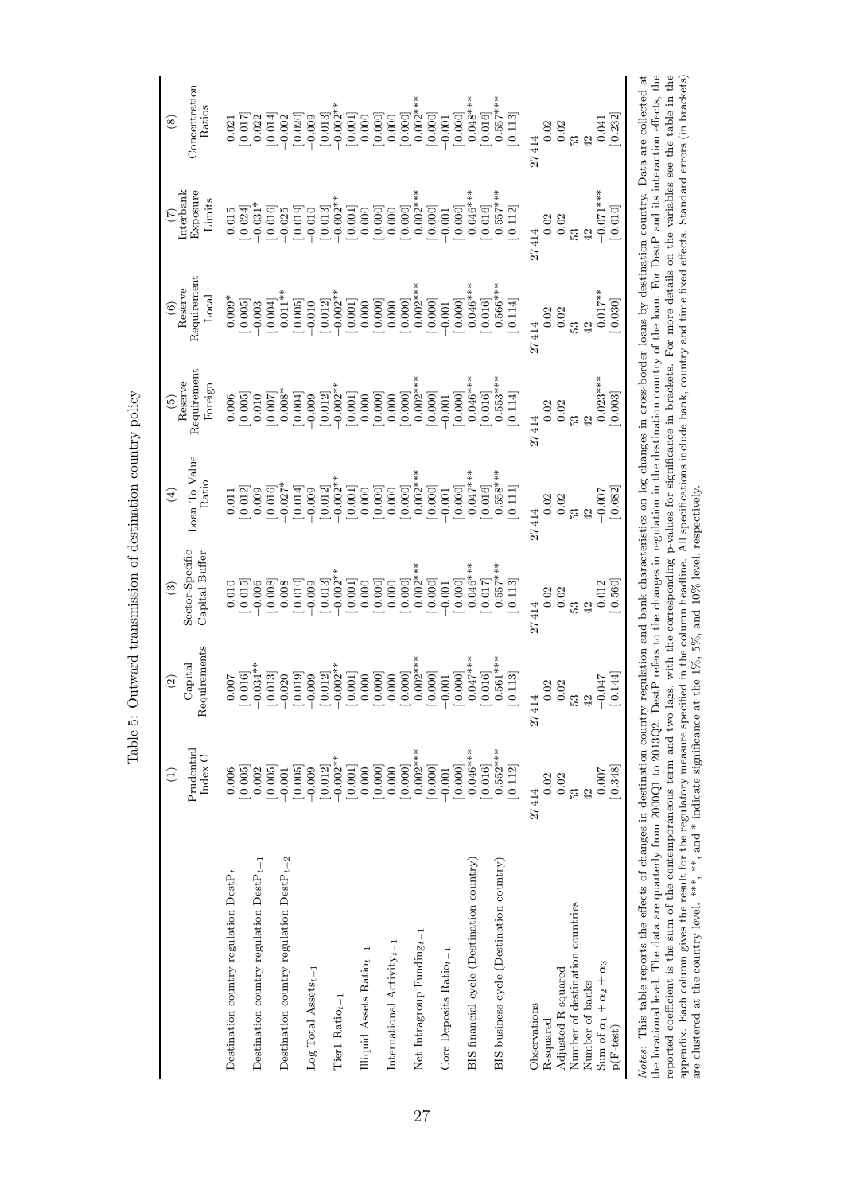Table 5: Outward transmission of destination country policy

| | (1) Prudential Index C | (2) Capital Requirements | (3) Sector-Specific Capital Buffer | (4) Loan To Value Ratio | (5) Reserve Requirement Foreign | (6) Reserve Requirement Local | (7) Interbank Exposure Limits | (8) Concentration Ratios |
|---|---|---|---|---|---|---|---|---|
| Destination country regulation $\text{DestP}_t$ | 0.006 | 0.007 | 0.010 | 0.011 | 0.006 | 0.009* | −0.015 | 0.021 |
| | [0.005] | [0.016] | [0.015] | [0.012] | [0.005] | [0.005] | [0.024] | [0.017] |
| Destination country regulation $\text{DestP}_{t-1}$ | 0.002 | −0.034** | −0.006 | 0.009 | 0.010 | −0.003 | −0.031* | 0.022 |
| | [0.005] | [0.013] | [0.008] | [0.016] | [0.007] | [0.004] | [0.016] | [0.014] |
| Destination country regulation $\text{DestP}_{t-2}$ | −0.001 | −0.020 | 0.008 | −0.027* | 0.008* | 0.011** | −0.025 | −0.002 |
| | [0.005] | [0.019] | [0.010] | [0.014] | [0.004] | [0.005] | [0.019] | [0.020] |
| Log Total $\text{Assets}_{t-1}$ | −0.009 | −0.009 | −0.009 | −0.009 | −0.009 | −0.010 | −0.010 | −0.009 |
| | [0.012] | [0.012] | [0.013] | [0.012] | [0.012] | [0.012] | [0.013] | [0.013] |
| Tier1 $\text{Ratio}_{t-1}$ | −0.002** | −0.002** | −0.002** | −0.002** | −0.002** | −0.002** | −0.002** | −0.002** |
| | [0.001] | [0.001] | [0.001] | [0.001] | [0.001] | [0.001] | [0.001] | [0.001] |
| Illiquid Assets $\text{Ratio}_{t-1}$ | 0.000 | 0.000 | 0.000 | 0.000 | 0.000 | 0.000 | 0.000 | 0.000 |
| | [0.000] | [0.000] | [0.000] | [0.000] | [0.000] | [0.000] | [0.000] | [0.000] |
| International $\text{Activity}_{t-1}$ | 0.000 | 0.000 | 0.000 | 0.000 | 0.000 | 0.000 | 0.000 | 0.000 |
| | [0.000] | [0.000] | [0.000] | [0.000] | [0.000] | [0.000] | [0.000] | [0.000] |
| Net Intragroup $\text{Funding}_{t-1}$ | 0.002*** | 0.002*** | 0.002*** | 0.002*** | 0.002*** | 0.002*** | 0.002*** | 0.002*** |
| | [0.000] | [0.000] | [0.000] | [0.000] | [0.000] | [0.000] | [0.000] | [0.000] |
| Core Deposits $\text{Ratio}_{t-1}$ | −0.001 | −0.001 | −0.001 | −0.001 | −0.001 | −0.001 | −0.001 | −0.001 |
| | [0.000] | [0.000] | [0.000] | [0.000] | [0.000] | [0.000] | [0.000] | [0.000] |
| BIS financial cycle (Destination country) | 0.046*** | 0.047*** | 0.046*** | 0.047*** | 0.046*** | 0.046*** | 0.046*** | 0.048*** |
| | [0.016] | [0.016] | [0.017] | [0.016] | [0.016] | [0.016] | [0.016] | [0.016] |
| BIS business cycle (Destination country) | 0.552*** | 0.561*** | 0.557*** | 0.558*** | 0.553*** | 0.566*** | 0.557*** | 0.557*** |
| | [0.112] | [0.113] | [0.113] | [0.111] | [0.114] | [0.114] | [0.112] | [0.113] |
| Observations | 27414 | 27414 | 27414 | 27414 | 27414 | 27414 | 27414 | 27414 |
| R-squared | 0.02 | 0.02 | 0.02 | 0.02 | 0.02 | 0.02 | 0.02 | 0.02 |
| Adjusted R-squared | 0.02 | 0.02 | 0.02 | 0.02 | 0.02 | 0.02 | 0.02 | 0.02 |
| Number of destination countries | 53 | 53 | 53 | 53 | 53 | 53 | 53 | 53 |
| Number of banks | 42 | 42 | 42 | 42 | 42 | 42 | 42 | 42 |
| Sum of $\alpha_1 + \alpha_2 + \alpha_3$ | 0.007 | −0.047 | 0.012 | −0.007 | 0.023*** | 0.017** | −0.071*** | 0.041 |
| p(F-test) | [0.348] | [0.144] | [0.560] | [0.682] | [0.003] | [0.030] | [0.010] | [0.232] |

*Notes*: This table reports the effects of changes in destination country regulation and bank characteristics on log changes in cross-border loans by destination country. Data are collected at the locational level. The data are quarterly from 2000Q1 to 2013Q2. DestP refers to the changes in regulation in the destination country of the loan. For DestP and its interaction effects, the reported coefficient is the sum of the contemporaneous term and two lags, with the corresponding p-values for significance in brackets. For more details on the variables see the table in the appendix. Each column gives the result for the regulatory measure specified in the column headline. All specifications include bank, country and time fixed effects. Standard errors (in brackets) are clustered at the country level. \*\*\*, \*\*, and \* indicate significance at the 1%, 5%, and 10% level, respectively.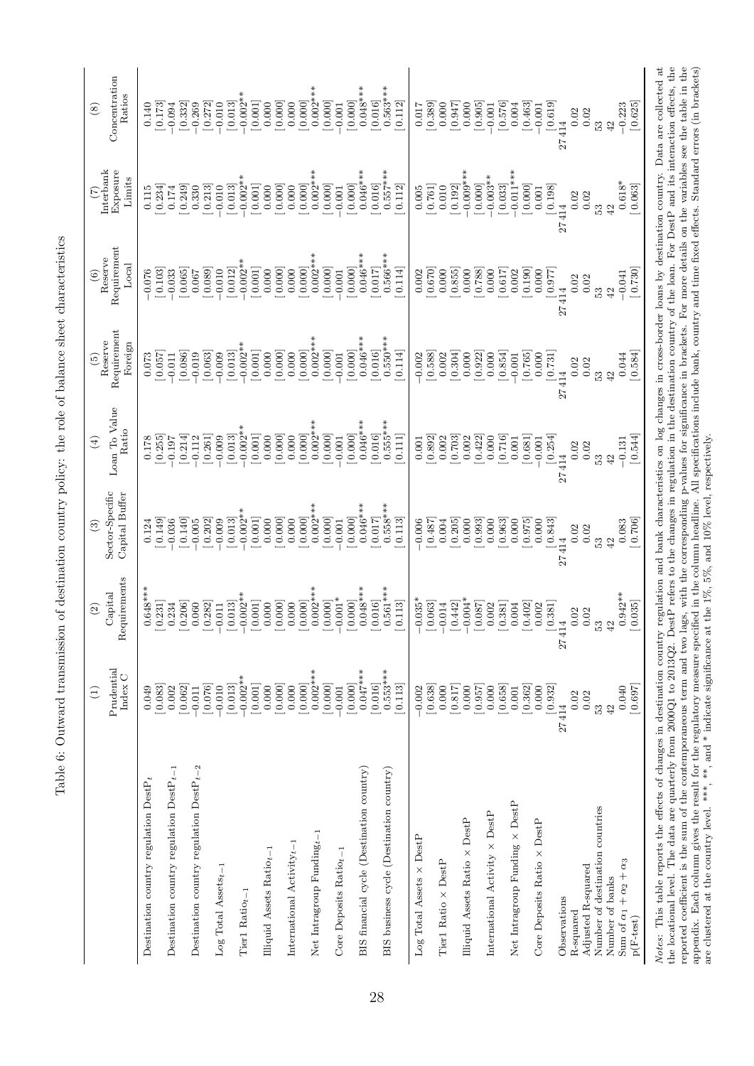Table 6: Outward transmission of destination country policy: the role of balance sheet characteristics

| | (1) Prudential Index C | (2) Capital Requirements | (3) Sector-Specific Capital Buffer | (4) Loan To Value Ratio | (5) Reserve Requirement Foreign | (6) Reserve Requirement Local | (7) Interbank Exposure Limits | (8) Concentration Ratios |
|---|---|---|---|---|---|---|---|---|
| Destination country regulation DestP$_t$ | 0.049 | 0.648*** | 0.124 | 0.178 | 0.073 | −0.076 | 0.115 | 0.140 |
| | [0.083] | [0.231] | [0.149] | [0.255] | [0.057] | [0.103] | [0.234] | [0.173] |
| Destination country regulation DestP$_{t-1}$ | 0.002 | 0.234 | −0.036 | −0.197 | −0.011 | −0.033 | 0.174 | −0.094 |
| | [0.062] | [0.206] | [0.140] | [0.214] | [0.086] | [0.065] | [0.249] | [0.332] |
| Destination country regulation DestP$_{t-2}$ | −0.011 | 0.060 | −0.005 | −0.112 | −0.019 | 0.067 | 0.330 | −0.269 |
| | [0.076] | [0.282] | [0.202] | [0.261] | [0.063] | [0.089] | [0.213] | [0.272] |
| Log Total Assets$_{t-1}$ | −0.010 | −0.011 | −0.009 | −0.009 | −0.009 | −0.010 | −0.010 | −0.010 |
| | [0.013] | [0.013] | [0.013] | [0.013] | [0.013] | [0.012] | [0.013] | [0.013] |
| Tier1 Ratio$_{t-1}$ | −0.002** | −0.002** | −0.002** | −0.002** | −0.002** | −0.002** | −0.002** | −0.002** |
| | [0.001] | [0.001] | [0.001] | [0.001] | [0.001] | [0.001] | [0.001] | [0.001] |
| Illiquid Assets Ratio$_{t-1}$ | 0.000 | 0.000 | 0.000 | 0.000 | 0.000 | 0.000 | 0.000 | 0.000 |
| | [0.000] | [0.000] | [0.000] | [0.000] | [0.000] | [0.000] | [0.000] | [0.000] |
| International Activity$_{t-1}$ | 0.000 | 0.000 | 0.000 | 0.000 | 0.000 | 0.000 | 0.000 | 0.000 |
| | [0.000] | [0.000] | [0.000] | [0.000] | [0.000] | [0.000] | [0.000] | [0.000] |
| Net Intragroup Funding$_{t-1}$ | 0.002*** | 0.002*** | 0.002*** | 0.002*** | 0.002*** | 0.002*** | 0.002*** | 0.002*** |
| | [0.000] | [0.000] | [0.000] | [0.000] | [0.000] | [0.000] | [0.000] | [0.000] |
| Core Deposits Ratio$_{t-1}$ | −0.001 | −0.001* | −0.001 | −0.001 | −0.001 | −0.001 | −0.001 | −0.001 |
| | [0.000] | [0.000] | [0.000] | [0.000] | [0.000] | [0.000] | [0.000] | [0.000] |
| BIS financial cycle (Destination country) | 0.047*** | 0.048*** | 0.046*** | 0.046*** | 0.046*** | 0.046*** | 0.046*** | 0.048*** |
| | [0.016] | [0.016] | [0.017] | [0.016] | [0.016] | [0.017] | [0.016] | [0.016] |
| BIS business cycle (Destination country) | 0.553*** | 0.561*** | 0.558*** | 0.555*** | 0.550*** | 0.566*** | 0.557*** | 0.563*** |
| | [0.113] | [0.113] | [0.113] | [0.111] | [0.114] | [0.114] | [0.112] | [0.112] |
| Log Total Assets × DestP | −0.002 | −0.035* | −0.006 | 0.001 | −0.002 | 0.002 | 0.005 | 0.017 |
| | [0.638] | [0.063] | [0.487] | [0.892] | [0.588] | [0.670] | [0.761] | [0.389] |
| Tier1 Ratio × DestP | 0.000 | −0.014 | 0.004 | 0.002 | 0.002 | 0.000 | 0.010 | 0.000 |
| | [0.817] | [0.442] | [0.205] | [0.703] | [0.304] | [0.855] | [0.192] | [0.947] |
| Illiquid Assets Ratio × DestP | 0.000 | −0.004* | 0.000 | 0.002 | 0.000 | 0.000 | −0.009*** | 0.000 |
| | [0.957] | [0.087] | [0.993] | [0.422] | [0.922] | [0.788] | [0.000] | [0.905] |
| International Activity × DestP | 0.000 | 0.002 | 0.000 | 0.000 | 0.000 | 0.000 | −0.003** | −0.001 |
| | [0.658] | [0.381] | [0.963] | [0.716] | [0.854] | [0.617] | [0.033] | [0.576] |
| Net Intragroup Funding × DestP | 0.001 | 0.004 | 0.000 | 0.001 | −0.001 | 0.002 | −0.011*** | 0.004 |
| | [0.362] | [0.402] | [0.975] | [0.681] | [0.765] | [0.190] | [0.000] | [0.463] |
| Core Deposits Ratio × DestP | 0.000 | 0.002 | 0.000 | −0.001 | 0.000 | 0.000 | 0.001 | −0.001 |
| | [0.932] | [0.381] | [0.843] | [0.254] | [0.731] | [0.977] | [0.198] | [0.619] |
| Observations | 27414 | 27414 | 27414 | 27414 | 27414 | 27414 | 27414 | 27414 |
| R-squared | 0.02 | 0.02 | 0.02 | 0.02 | 0.02 | 0.02 | 0.02 | 0.02 |
| Adjusted R-squared | 0.02 | 0.02 | 0.02 | 0.02 | 0.02 | 0.02 | 0.02 | 0.02 |
| Number of destination countries | 53 | 53 | 53 | 53 | 53 | 53 | 53 | 53 |
| Number of banks | 42 | 42 | 42 | 42 | 42 | 42 | 42 | 42 |
| Sum of $\alpha_1 + \alpha_2 + \alpha_3$ | 0.040 | 0.942** | 0.083 | −0.131 | 0.044 | −0.041 | 0.618* | −0.223 |
| p(F-test) | [0.697] | [0.035] | [0.706] | [0.544] | [0.584] | [0.730] | [0.063] | [0.625] |

*Notes:* This table reports the effects of changes in destination country regulation and bank characteristics on log changes in cross-border loans by destination country. Data are collected at the locational level. The data are quarterly from 2000Q1 to 2013Q2. DestP refers to the changes in regulation in the destination country of the loan. For DestP and its interaction effects, the reported coefficient is the sum of the contemporaneous term and two lags, with the corresponding p-values for significance in brackets. For more details on the variables see the table in the appendix. Each column gives the result for the regulatory measure specified in the column headline. All specifications include bank, country and time fixed effects. Standard errors (in brackets) are clustered at the country level. ***, **, and * indicate significance at the 1%, 5%, and 10% level, respectively.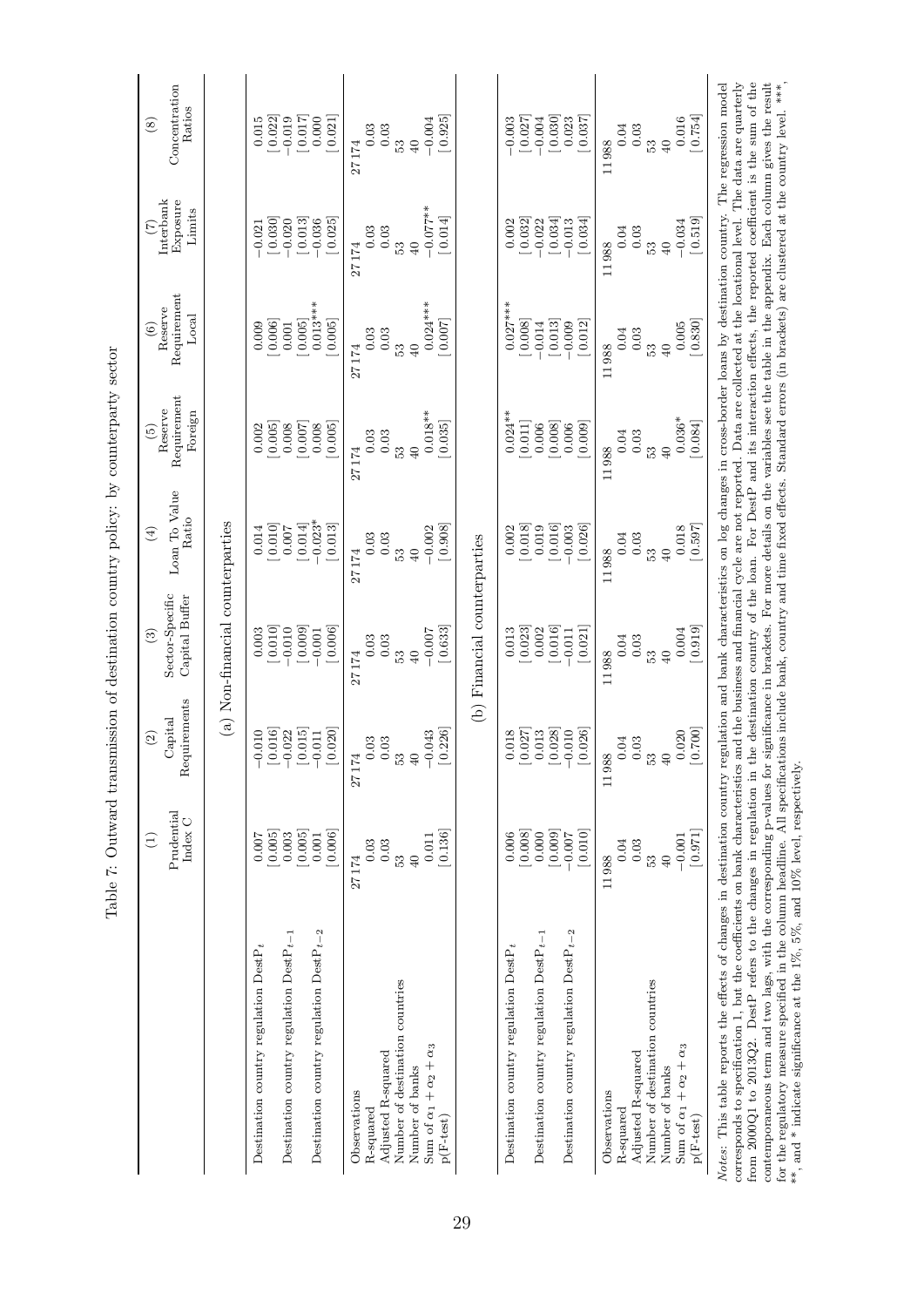Table 7: Outward transmission of destination country policy: by counterparty sector

| | (1) Prudential Index C | (2) Capital Requirements | (3) Sector-Specific Capital Buffer | (4) Loan To Value Ratio | (5) Reserve Requirement Foreign | (6) Reserve Requirement Local | (7) Interbank Exposure Limits | (8) Concentration Ratios |
|---|---|---|---|---|---|---|---|---|
| | (a) Non-financial counterparties | | | | | | | |
| Destination country regulation $\text{DestP}_t$ | 0.007 | −0.010 | 0.003 | 0.014 | 0.002 | 0.009 | −0.021 | 0.015 |
| | [0.005] | [0.016] | [0.010] | [0.010] | [0.005] | [0.006] | [0.030] | [0.022] |
| Destination country regulation $\text{DestP}_{t-1}$ | 0.003 | −0.022 | −0.010 | 0.007 | 0.008 | 0.001 | −0.020 | −0.019 |
| | [0.005] | [0.015] | [0.009] | [0.014] | [0.007] | [0.005] | [0.013] | [0.017] |
| Destination country regulation $\text{DestP}_{t-2}$ | 0.001 | −0.011 | −0.001 | −0.023* | 0.008 | 0.013*** | −0.036 | 0.000 |
| | [0.006] | [0.020] | [0.006] | [0.013] | [0.005] | [0.005] | [0.025] | [0.021] |
| Observations | 27174 | 27174 | 27174 | 27174 | 27174 | 27174 | 27174 | 27174 |
| R-squared | 0.03 | 0.03 | 0.03 | 0.03 | 0.03 | 0.03 | 0.03 | 0.03 |
| Adjusted R-squared | 0.03 | 0.03 | 0.03 | 0.03 | 0.03 | 0.03 | 0.03 | 0.03 |
| Number of destination countries | 53 | 53 | 53 | 53 | 53 | 53 | 53 | 53 |
| Number of banks | 40 | 40 | 40 | 40 | 40 | 40 | 40 | 40 |
| Sum of $\alpha_1 + \alpha_2 + \alpha_3$ | 0.011 | −0.043 | −0.007 | −0.002 | 0.018** | 0.024*** | −0.077** | −0.004 |
| p(F-test) | [0.136] | [0.226] | [0.633] | [0.908] | [0.035] | [0.007] | [0.014] | [0.925] |
| | (b) Financial counterparties | | | | | | | |
| Destination country regulation $\text{DestP}_t$ | 0.006 | 0.018 | 0.013 | 0.002 | 0.024** | 0.027*** | 0.002 | −0.003 |
| | [0.008] | [0.027] | [0.023] | [0.018] | [0.011] | [0.008] | [0.032] | [0.027] |
| Destination country regulation $\text{DestP}_{t-1}$ | 0.000 | 0.013 | 0.002 | 0.019 | 0.006 | −0.014 | −0.022 | −0.004 |
| | [0.009] | [0.028] | [0.016] | [0.016] | [0.008] | [0.013] | [0.034] | [0.030] |
| Destination country regulation $\text{DestP}_{t-2}$ | −0.007 | −0.010 | −0.011 | −0.003 | 0.006 | −0.009 | −0.013 | 0.023 |
| | [0.010] | [0.026] | [0.021] | [0.026] | [0.009] | [0.012] | [0.034] | [0.037] |
| Observations | 11988 | 11988 | 11988 | 11988 | 11988 | 11988 | 11988 | 11988 |
| R-squared | 0.04 | 0.04 | 0.04 | 0.04 | 0.04 | 0.04 | 0.04 | 0.04 |
| Adjusted R-squared | 0.03 | 0.03 | 0.03 | 0.03 | 0.03 | 0.03 | 0.03 | 0.03 |
| Number of destination countries | 53 | 53 | 53 | 53 | 53 | 53 | 53 | 53 |
| Number of banks | 40 | 40 | 40 | 40 | 40 | 40 | 40 | 40 |
| Sum of $\alpha_1 + \alpha_2 + \alpha_3$ | −0.001 | 0.020 | 0.004 | 0.018 | 0.036* | 0.005 | −0.034 | 0.016 |
| p(F-test) | [0.971] | [0.700] | [0.919] | [0.597] | [0.084] | [0.830] | [0.519] | [0.754] |

*Notes*: This table reports the effects of changes in destination country regulation and bank characteristics on log changes in cross-border loans by destination country. The regression model corresponds to specification 1, but the coefficients on bank characteristics and the business and financial cycle are not reported. Data are collected at the locational level. The data are quarterly from 2000Q1 to 2013Q2. DestP refers to the changes in regulation in the destination country of the loan. For DestP and its interaction effects, the reported coefficient is the sum of the contemporaneous term and two lags, with the corresponding p-values for significance in brackets. For more details on the variables see the table in the appendix. Each column gives the result for the regulatory measure specified in the column headline. All specifications include bank, country and time fixed effects. Standard errors (in brackets) are clustered at the country level. ***, **, and * indicate significance at the 1%, 5%, and 10% level, respectively.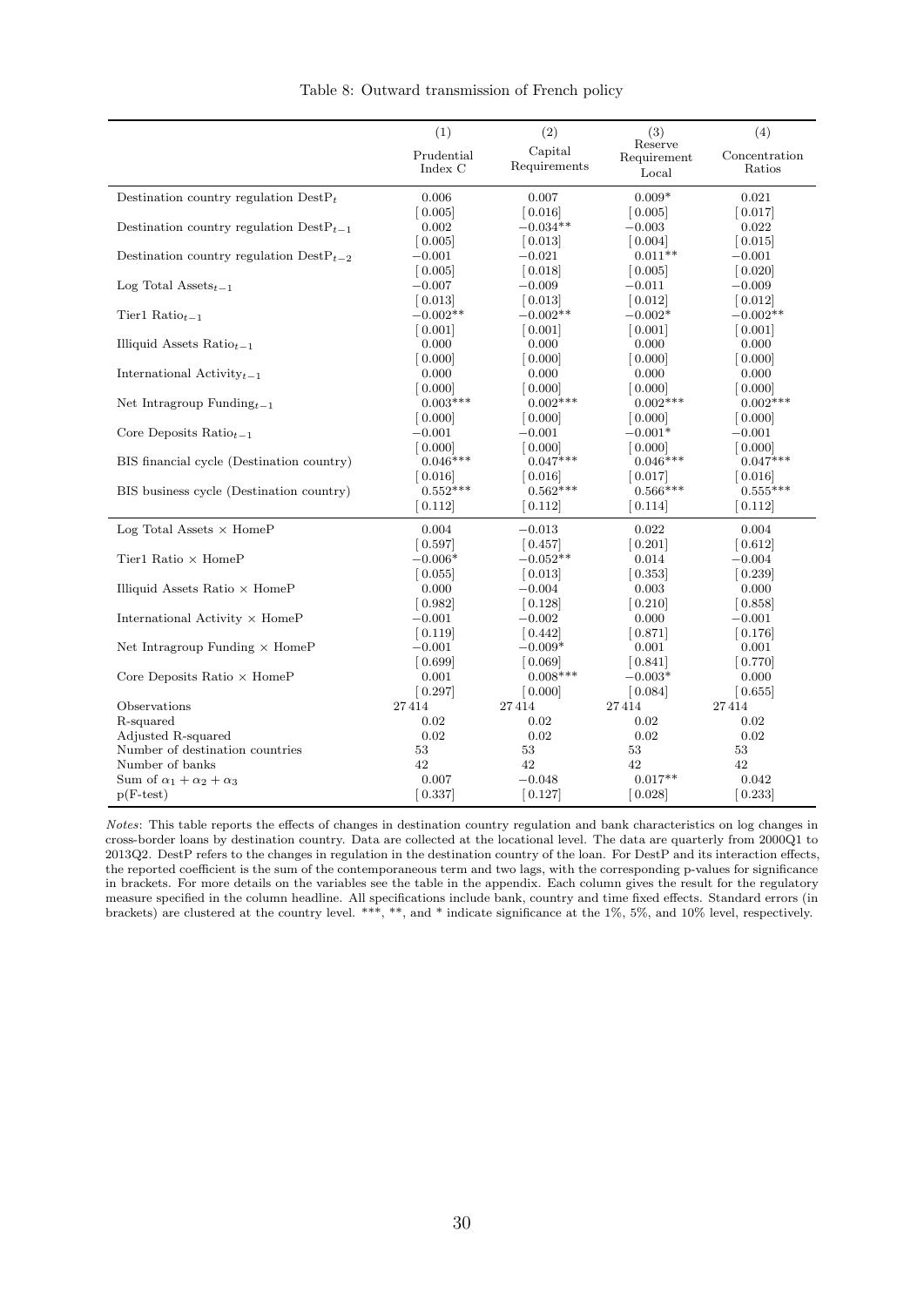Table 8: Outward transmission of French policy

| | (1) | (2) | (3) | (4) |
|---|---|---|---|---|
| | Prudential Index C | Capital Requirements | Reserve Requirement Local | Concentration Ratios |
| Destination country regulation $\text{DestP}_t$ | 0.006 | 0.007 | 0.009* | 0.021 |
| | [0.005] | [0.016] | [0.005] | [0.017] |
| Destination country regulation $\text{DestP}_{t-1}$ | 0.002 | −0.034** | −0.003 | 0.022 |
| | [0.005] | [0.013] | [0.004] | [0.015] |
| Destination country regulation $\text{DestP}_{t-2}$ | −0.001 | −0.021 | 0.011** | −0.001 |
| | [0.005] | [0.018] | [0.005] | [0.020] |
| Log Total $\text{Assets}_{t-1}$ | −0.007 | −0.009 | −0.011 | −0.009 |
| | [0.013] | [0.013] | [0.012] | [0.012] |
| Tier1 $\text{Ratio}_{t-1}$ | −0.002** | −0.002** | −0.002* | −0.002** |
| | [0.001] | [0.001] | [0.001] | [0.001] |
| Illiquid Assets $\text{Ratio}_{t-1}$ | 0.000 | 0.000 | 0.000 | 0.000 |
| | [0.000] | [0.000] | [0.000] | [0.000] |
| International $\text{Activity}_{t-1}$ | 0.000 | 0.000 | 0.000 | 0.000 |
| | [0.000] | [0.000] | [0.000] | [0.000] |
| Net Intragroup $\text{Funding}_{t-1}$ | 0.003*** | 0.002*** | 0.002*** | 0.002*** |
| | [0.000] | [0.000] | [0.000] | [0.000] |
| Core Deposits $\text{Ratio}_{t-1}$ | −0.001 | −0.001 | −0.001* | −0.001 |
| | [0.000] | [0.000] | [0.000] | [0.000] |
| BIS financial cycle (Destination country) | 0.046*** | 0.047*** | 0.046*** | 0.047*** |
| | [0.016] | [0.016] | [0.017] | [0.016] |
| BIS business cycle (Destination country) | 0.552*** | 0.562*** | 0.566*** | 0.555*** |
| | [0.112] | [0.112] | [0.114] | [0.112] |
| Log Total Assets × HomeP | 0.004 | −0.013 | 0.022 | 0.004 |
| | [0.597] | [0.457] | [0.201] | [0.612] |
| Tier1 Ratio × HomeP | −0.006* | −0.052** | 0.014 | −0.004 |
| | [0.055] | [0.013] | [0.353] | [0.239] |
| Illiquid Assets Ratio × HomeP | 0.000 | −0.004 | 0.003 | 0.000 |
| | [0.982] | [0.128] | [0.210] | [0.858] |
| International Activity × HomeP | −0.001 | −0.002 | 0.000 | −0.001 |
| | [0.119] | [0.442] | [0.871] | [0.176] |
| Net Intragroup Funding × HomeP | −0.001 | −0.009* | 0.001 | 0.001 |
| | [0.699] | [0.069] | [0.841] | [0.770] |
| Core Deposits Ratio × HomeP | 0.001 | 0.008*** | −0.003* | 0.000 |
| | [0.297] | [0.000] | [0.084] | [0.655] |
| Observations | 27414 | 27414 | 27414 | 27414 |
| R-squared | 0.02 | 0.02 | 0.02 | 0.02 |
| Adjusted R-squared | 0.02 | 0.02 | 0.02 | 0.02 |
| Number of destination countries | 53 | 53 | 53 | 53 |
| Number of banks | 42 | 42 | 42 | 42 |
| Sum of $\alpha_1 + \alpha_2 + \alpha_3$ | 0.007 | −0.048 | 0.017** | 0.042 |
| p(F-test) | [0.337] | [0.127] | [0.028] | [0.233] |

*Notes*: This table reports the effects of changes in destination country regulation and bank characteristics on log changes in cross-border loans by destination country. Data are collected at the locational level. The data are quarterly from 2000Q1 to 2013Q2. DestP refers to the changes in regulation in the destination country of the loan. For DestP and its interaction effects, the reported coefficient is the sum of the contemporaneous term and two lags, with the corresponding p-values for significance in brackets. For more details on the variables see the table in the appendix. Each column gives the result for the regulatory measure specified in the column headline. All specifications include bank, country and time fixed effects. Standard errors (in brackets) are clustered at the country level. ***, **, and * indicate significance at the 1%, 5%, and 10% level, respectively.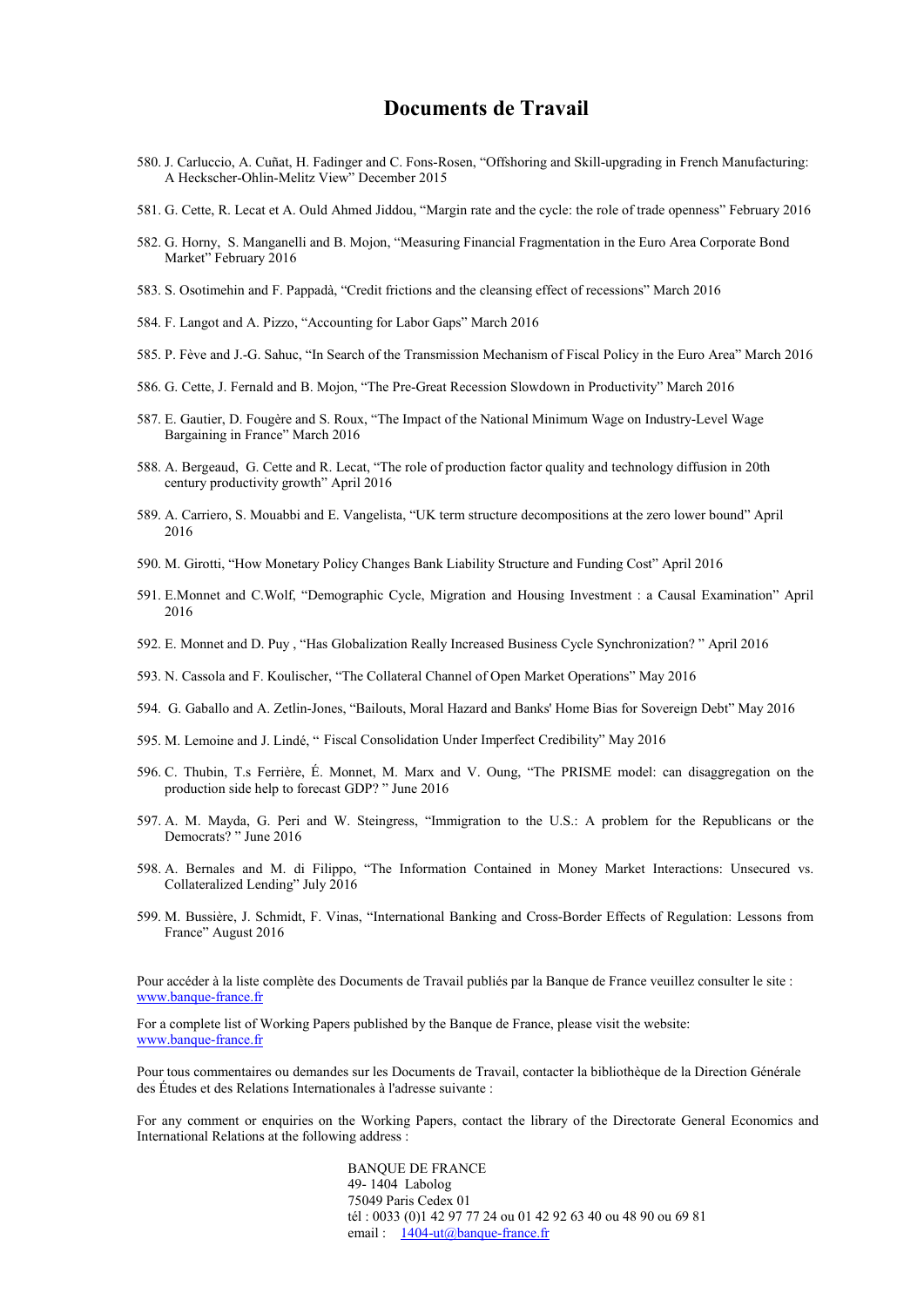# Documents de Travail

580. J. Carluccio, A. Cuñat, H. Fadinger and C. Fons-Rosen, "Offshoring and Skill-upgrading in French Manufacturing: A Heckscher-Ohlin-Melitz View" December 2015
581. G. Cette, R. Lecat et A. Ould Ahmed Jiddou, "Margin rate and the cycle: the role of trade openness" February 2016
582. G. Horny, S. Manganelli and B. Mojon, "Measuring Financial Fragmentation in the Euro Area Corporate Bond Market" February 2016
583. S. Osotimehin and F. Pappadà, "Credit frictions and the cleansing effect of recessions" March 2016
584. F. Langot and A. Pizzo, "Accounting for Labor Gaps" March 2016
585. P. Fève and J.-G. Sahuc, "In Search of the Transmission Mechanism of Fiscal Policy in the Euro Area" March 2016
586. G. Cette, J. Fernald and B. Mojon, "The Pre-Great Recession Slowdown in Productivity" March 2016
587. E. Gautier, D. Fougère and S. Roux, "The Impact of the National Minimum Wage on Industry-Level Wage Bargaining in France" March 2016
588. A. Bergeaud, G. Cette and R. Lecat, "The role of production factor quality and technology diffusion in 20th century productivity growth" April 2016
589. A. Carriero, S. Mouabbi and E. Vangelista, "UK term structure decompositions at the zero lower bound" April 2016
590. M. Girotti, "How Monetary Policy Changes Bank Liability Structure and Funding Cost" April 2016
591. E.Monnet and C.Wolf, "Demographic Cycle, Migration and Housing Investment : a Causal Examination" April 2016
592. E. Monnet and D. Puy , "Has Globalization Really Increased Business Cycle Synchronization? " April 2016
593. N. Cassola and F. Koulischer, "The Collateral Channel of Open Market Operations" May 2016
594. G. Gaballo and A. Zetlin-Jones, "Bailouts, Moral Hazard and Banks' Home Bias for Sovereign Debt" May 2016
595. M. Lemoine and J. Lindé, " Fiscal Consolidation Under Imperfect Credibility" May 2016
596. C. Thubin, T.s Ferrière, É. Monnet, M. Marx and V. Oung, "The PRISME model: can disaggregation on the production side help to forecast GDP? " June 2016
597. A. M. Mayda, G. Peri and W. Steingress, "Immigration to the U.S.: A problem for the Republicans or the Democrats? " June 2016
598. A. Bernales and M. di Filippo, "The Information Contained in Money Market Interactions: Unsecured vs. Collateralized Lending" July 2016
599. M. Bussière, J. Schmidt, F. Vinas, "International Banking and Cross-Border Effects of Regulation: Lessons from France" August 2016

Pour accéder à la liste complète des Documents de Travail publiés par la Banque de France veuillez consulter le site : www.banque-france.fr

For a complete list of Working Papers published by the Banque de France, please visit the website: www.banque-france.fr

Pour tous commentaires ou demandes sur les Documents de Travail, contacter la bibliothèque de la Direction Générale des Études et des Relations Internationales à l'adresse suivante :

For any comment or enquiries on the Working Papers, contact the library of the Directorate General Economics and International Relations at the following address :

BANQUE DE FRANCE
49- 1404 Labolog
75049 Paris Cedex 01
tél : 0033 (0)1 42 97 77 24 ou 01 42 92 63 40 ou 48 90 ou 69 81
email : 1404-ut@banque-france.fr